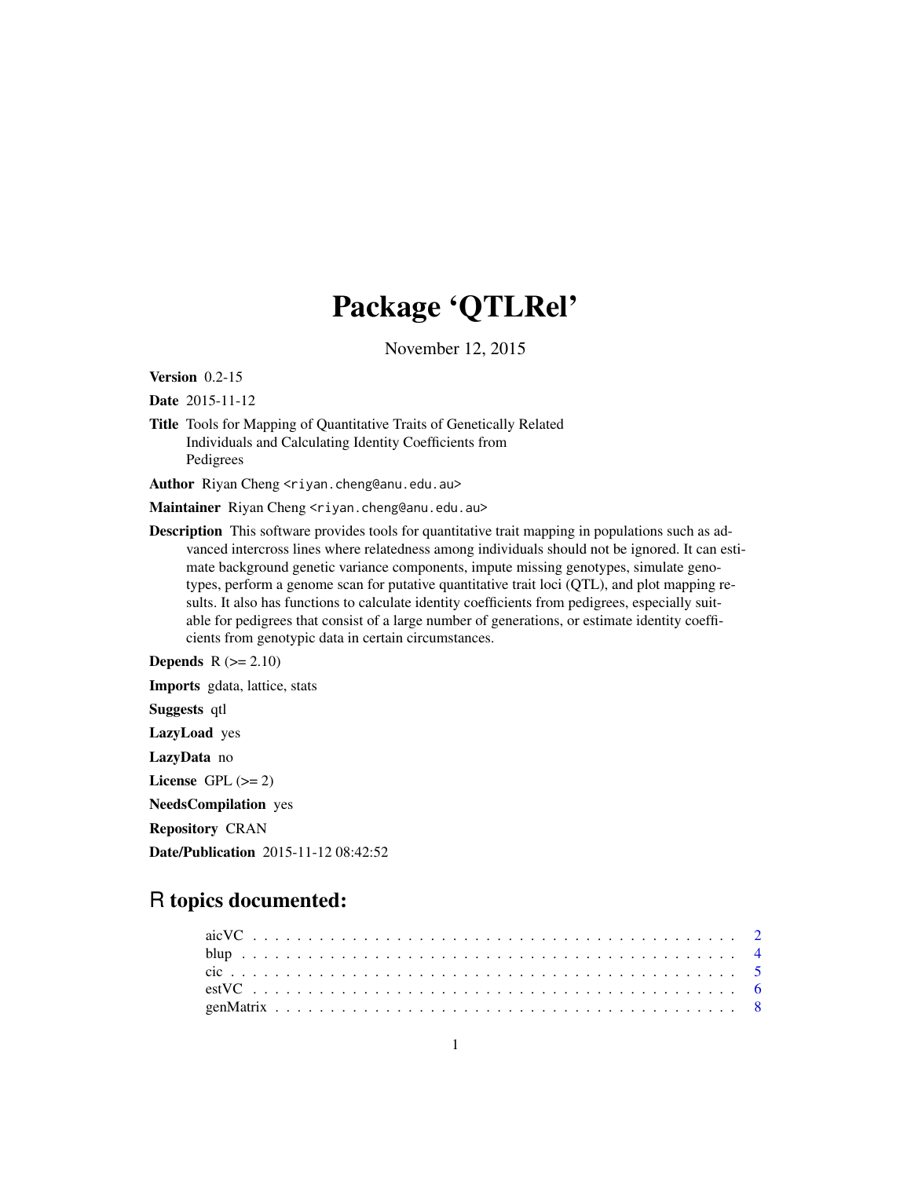# Package 'QTLRel'

November 12, 2015

**Version** 0.2-15

**Date** 2015-11-12

**Title** Tools for Mapping of Quantitative Traits of Genetically Related Individuals and Calculating Identity Coefficients from Pedigrees

**Author** Riyan Cheng <riyan.cheng@anu.edu.au>

**Maintainer** Riyan Cheng <riyan.cheng@anu.edu.au>

**Description** This software provides tools for quantitative trait mapping in populations such as advanced intercross lines where relatedness among individuals should not be ignored. It can estimate background genetic variance components, impute missing genotypes, simulate genotypes, perform a genome scan for putative quantitative trait loci (QTL), and plot mapping results. It also has functions to calculate identity coefficients from pedigrees, especially suitable for pedigrees that consist of a large number of generations, or estimate identity coefficients from genotypic data in certain circumstances.

**Depends** R (>= 2.10)

**Imports** gdata, lattice, stats

**Suggests** qtl

**LazyLoad** yes

**LazyData** no

**License** GPL (>= 2)

**NeedsCompilation** yes

**Repository** CRAN

**Date/Publication** 2015-11-12 08:42:52

## R topics documented:

aicVC . . . . . . . . . . . . . . . . . . . . . . . . . . . . . . . . . . . . . . . . . . . 2
blup . . . . . . . . . . . . . . . . . . . . . . . . . . . . . . . . . . . . . . . . . . . . 4
cic . . . . . . . . . . . . . . . . . . . . . . . . . . . . . . . . . . . . . . . . . . . . . 5
estVC . . . . . . . . . . . . . . . . . . . . . . . . . . . . . . . . . . . . . . . . . . . . 6
genMatrix . . . . . . . . . . . . . . . . . . . . . . . . . . . . . . . . . . . . . . . . . 8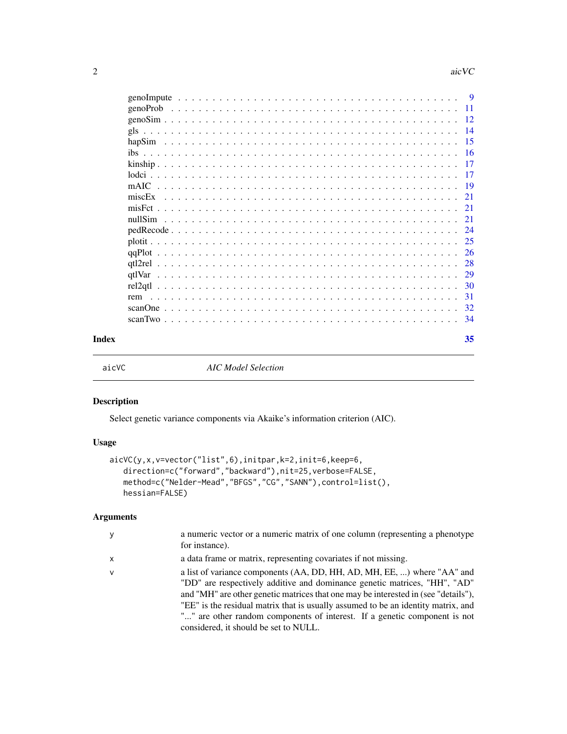| | |
|---|---|
| genoImpute | 9 |
| genoProb | 11 |
| genoSim | 12 |
| gls | 14 |
| hapSim | 15 |
| ibs | 16 |
| kinship | 17 |
| lodci | 17 |
| mAIC | 19 |
| miscEx | 21 |
| misFct | 21 |
| nullSim | 21 |
| pedRecode | 24 |
| plotit | 25 |
| qqPlot | 26 |
| qtl2rel | 28 |
| qtlVar | 29 |
| rel2qtl | 30 |
| rem | 31 |
| scanOne | 32 |
| scanTwo | 34 |

**Index** 35

---

## aicVC — *AIC Model Selection*

### Description

Select genetic variance components via Akaike's information criterion (AIC).

### Usage

```
aicVC(y,x,v=vector("list",6),initpar,k=2,init=6,keep=6,
   direction=c("forward","backward"),nit=25,verbose=FALSE,
   method=c("Nelder-Mead","BFGS","CG","SANN"),control=list(),
   hessian=FALSE)
```

### Arguments

| | |
|---|---|
| y | a numeric vector or a numeric matrix of one column (representing a phenotype for instance). |
| x | a data frame or matrix, representing covariates if not missing. |
| v | a list of variance components (AA, DD, HH, AD, MH, EE, ...) where "AA" and "DD" are respectively additive and dominance genetic matrices, "HH", "AD" and "MH" are other genetic matrices that one may be interested in (see "details"), "EE" is the residual matrix that is usually assumed to be an identity matrix, and "..." are other random components of interest. If a genetic component is not considered, it should be set to NULL. |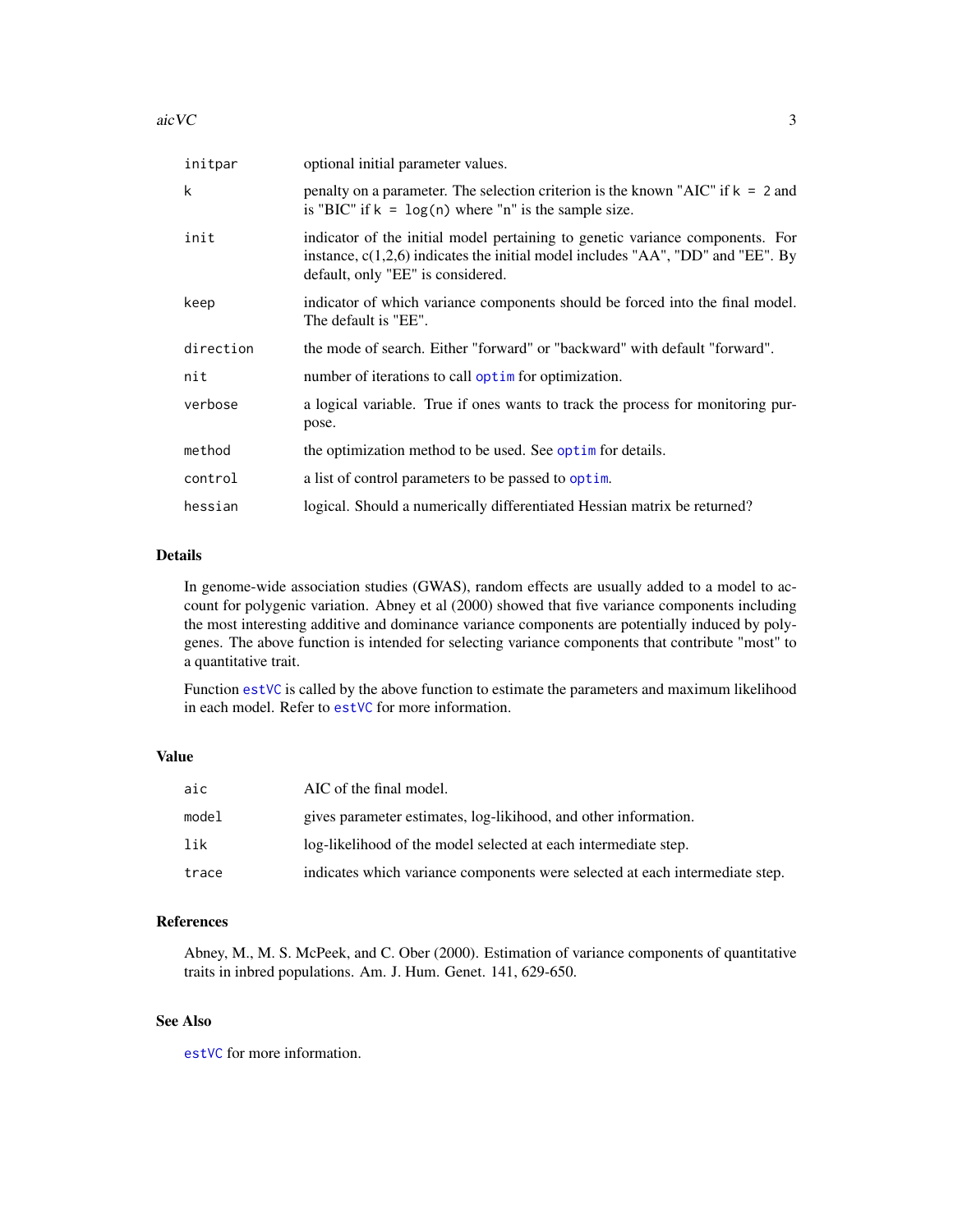| | |
|---|---|
| initpar | optional initial parameter values. |
| k | penalty on a parameter. The selection criterion is the known "AIC" if `k = 2` and is "BIC" if `k = log(n)` where "n" is the sample size. |
| init | indicator of the initial model pertaining to genetic variance components. For instance, c(1,2,6) indicates the initial model includes "AA", "DD" and "EE". By default, only "EE" is considered. |
| keep | indicator of which variance components should be forced into the final model. The default is "EE". |
| direction | the mode of search. Either "forward" or "backward" with default "forward". |
| nit | number of iterations to call optim for optimization. |
| verbose | a logical variable. True if ones wants to track the process for monitoring purpose. |
| method | the optimization method to be used. See optim for details. |
| control | a list of control parameters to be passed to optim. |
| hessian | logical. Should a numerically differentiated Hessian matrix be returned? |

## Details

In genome-wide association studies (GWAS), random effects are usually added to a model to account for polygenic variation. Abney et al (2000) showed that five variance components including the most interesting additive and dominance variance components are potentially induced by polygenes. The above function is intended for selecting variance components that contribute "most" to a quantitative trait.

Function estVC is called by the above function to estimate the parameters and maximum likelihood in each model. Refer to estVC for more information.

## Value

| | |
|---|---|
| aic | AIC of the final model. |
| model | gives parameter estimates, log-likihood, and other information. |
| lik | log-likelihood of the model selected at each intermediate step. |
| trace | indicates which variance components were selected at each intermediate step. |

## References

Abney, M., M. S. McPeek, and C. Ober (2000). Estimation of variance components of quantitative traits in inbred populations. Am. J. Hum. Genet. 141, 629-650.

## See Also

estVC for more information.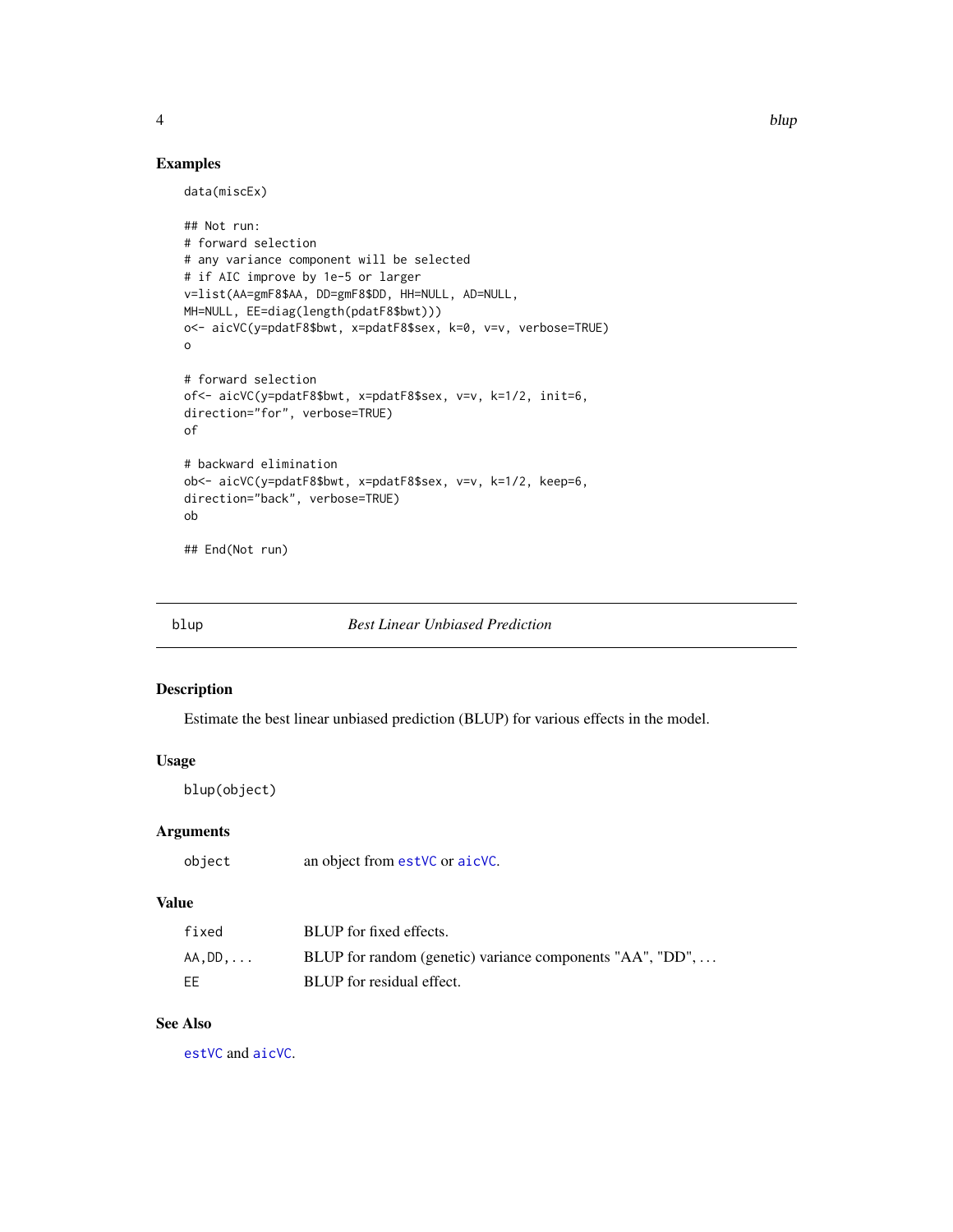### Examples

```
data(miscEx)

## Not run:
# forward selection
# any variance component will be selected
# if AIC improve by 1e-5 or larger
v=list(AA=gmF8$AA, DD=gmF8$DD, HH=NULL, AD=NULL,
MH=NULL, EE=diag(length(pdatF8$bwt)))
o<- aicVC(y=pdatF8$bwt, x=pdatF8$sex, k=0, v=v, verbose=TRUE)
o

# forward selection
of<- aicVC(y=pdatF8$bwt, x=pdatF8$sex, v=v, k=1/2, init=6,
direction="for", verbose=TRUE)
of

# backward elimination
ob<- aicVC(y=pdatF8$bwt, x=pdatF8$sex, v=v, k=1/2, keep=6,
direction="back", verbose=TRUE)
ob

## End(Not run)
```

---

## blup *Best Linear Unbiased Prediction*

### Description

Estimate the best linear unbiased prediction (BLUP) for various effects in the model.

### Usage

```
blup(object)
```

### Arguments

| | |
|---|---|
| `object` | an object from `estVC` or `aicVC`. |

### Value

| | |
|---|---|
| `fixed` | BLUP for fixed effects. |
| `AA,DD,...` | BLUP for random (genetic) variance components "AA", "DD", ... |
| `EE` | BLUP for residual effect. |

### See Also

`estVC` and `aicVC`.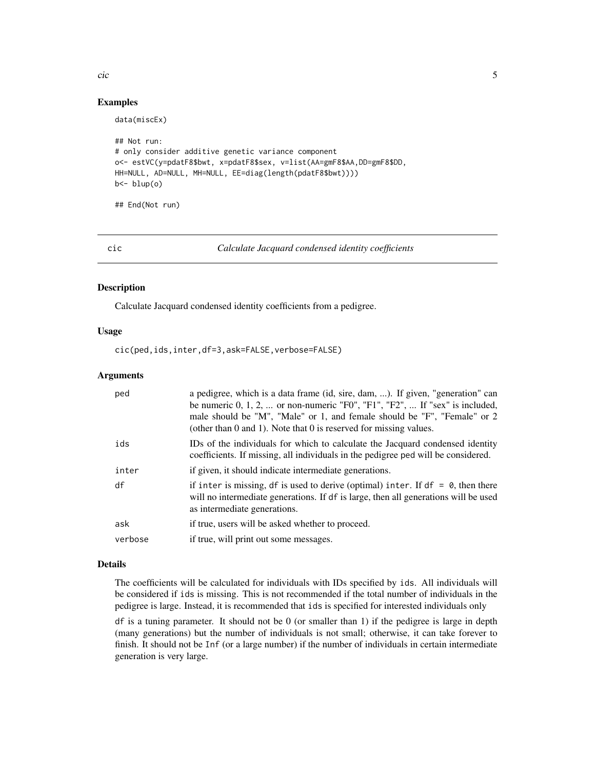### Examples

```
data(miscEx)

## Not run:
# only consider additive genetic variance component
o<- estVC(y=pdatF8$bwt, x=pdatF8$sex, v=list(AA=gmF8$AA,DD=gmF8$DD,
HH=NULL, AD=NULL, MH=NULL, EE=diag(length(pdatF8$bwt))))
b<- blup(o)

## End(Not run)
```

---

## cic — *Calculate Jacquard condensed identity coefficients*

---

### Description

Calculate Jacquard condensed identity coefficients from a pedigree.

### Usage

```
cic(ped,ids,inter,df=3,ask=FALSE,verbose=FALSE)
```

### Arguments

| | |
|---|---|
| `ped` | a pedigree, which is a data frame (id, sire, dam, ...). If given, "generation" can be numeric 0, 1, 2, ... or non-numeric "F0", "F1", "F2", ... If "sex" is included, male should be "M", "Male" or 1, and female should be "F", "Female" or 2 (other than 0 and 1). Note that 0 is reserved for missing values. |
| `ids` | IDs of the individuals for which to calculate the Jacquard condensed identity coefficients. If missing, all individuals in the pedigree `ped` will be considered. |
| `inter` | if given, it should indicate intermediate generations. |
| `df` | if `inter` is missing, `df` is used to derive (optimal) `inter`. If `df = 0`, then there will no intermediate generations. If `df` is large, then all generations will be used as intermediate generations. |
| `ask` | if true, users will be asked whether to proceed. |
| `verbose` | if true, will print out some messages. |

### Details

The coefficients will be calculated for individuals with IDs specified by `ids`. All individuals will be considered if `ids` is missing. This is not recommended if the total number of individuals in the pedigree is large. Instead, it is recommended that `ids` is specified for interested individuals only

`df` is a tuning parameter. It should not be 0 (or smaller than 1) if the pedigree is large in depth (many generations) but the number of individuals is not small; otherwise, it can take forever to finish. It should not be `Inf` (or a large number) if the number of individuals in certain intermediate generation is very large.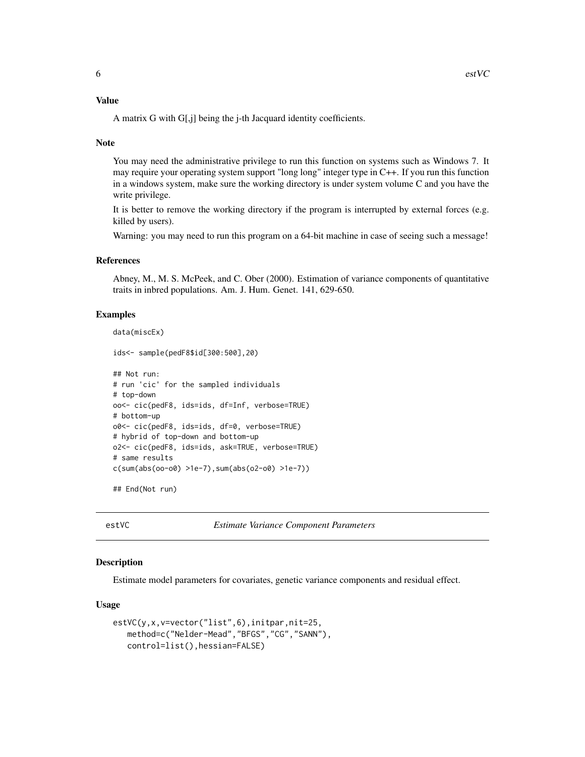### Value

A matrix G with G[,j] being the j-th Jacquard identity coefficients.

### Note

You may need the administrative privilege to run this function on systems such as Windows 7. It may require your operating system support "long long" integer type in C++. If you run this function in a windows system, make sure the working directory is under system volume C and you have the write privilege.

It is better to remove the working directory if the program is interrupted by external forces (e.g. killed by users).

Warning: you may need to run this program on a 64-bit machine in case of seeing such a message!

### References

Abney, M., M. S. McPeek, and C. Ober (2000). Estimation of variance components of quantitative traits in inbred populations. Am. J. Hum. Genet. 141, 629-650.

### Examples

```
data(miscEx)

ids<- sample(pedF8$id[300:500],20)

## Not run:
# run 'cic' for the sampled individuals
# top-down
oo<- cic(pedF8, ids=ids, df=Inf, verbose=TRUE)
# bottom-up
o0<- cic(pedF8, ids=ids, df=0, verbose=TRUE)
# hybrid of top-down and bottom-up
o2<- cic(pedF8, ids=ids, ask=TRUE, verbose=TRUE)
# same results
c(sum(abs(oo-o0) >1e-7),sum(abs(o2-o0) >1e-7))

## End(Not run)
```

## estVC *Estimate Variance Component Parameters*

### Description

Estimate model parameters for covariates, genetic variance components and residual effect.

### Usage

```
estVC(y,x,v=vector("list",6),initpar,nit=25,
   method=c("Nelder-Mead","BFGS","CG","SANN"),
   control=list(),hessian=FALSE)
```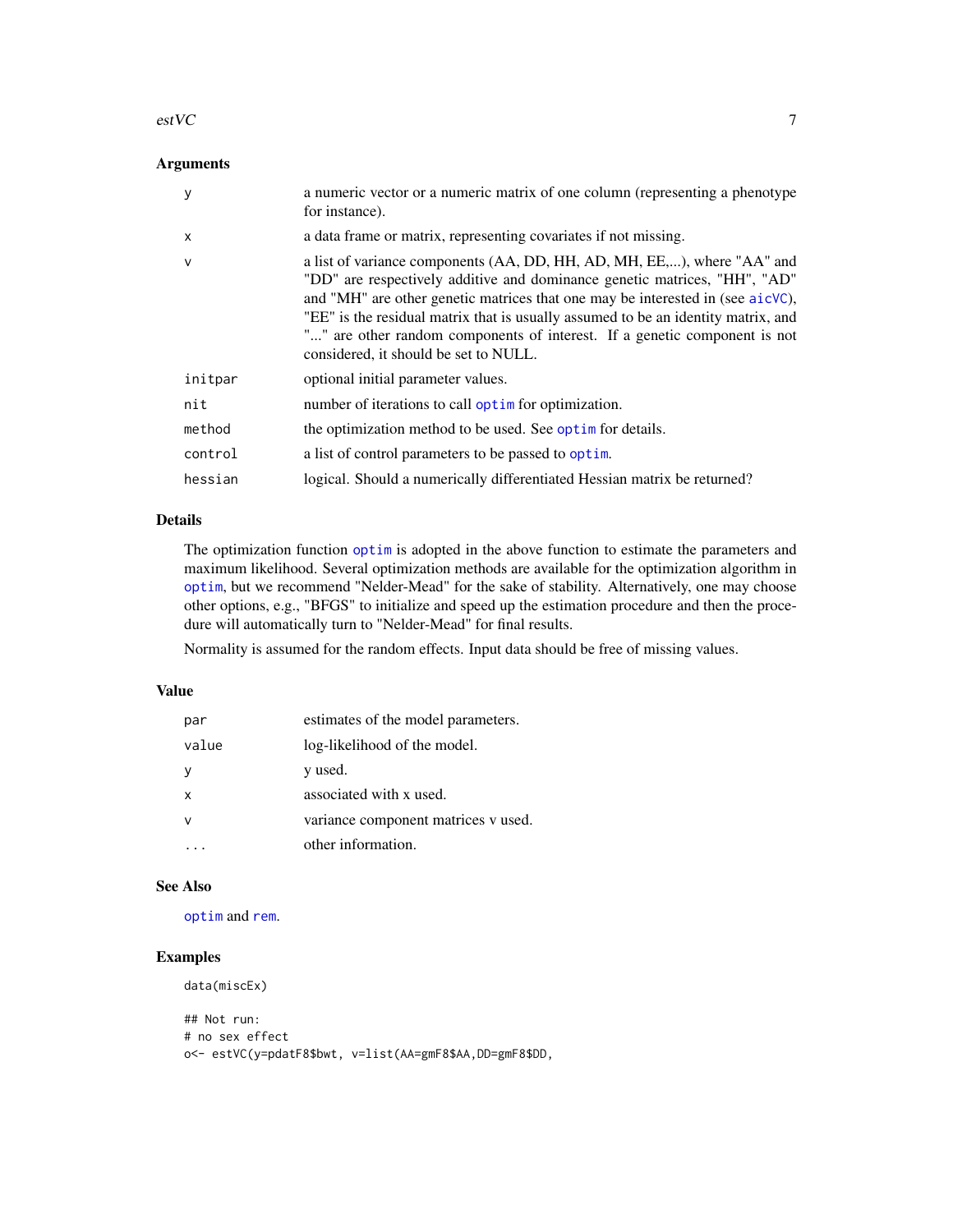### Arguments

| | |
|---|---|
| `y` | a numeric vector or a numeric matrix of one column (representing a phenotype for instance). |
| `x` | a data frame or matrix, representing covariates if not missing. |
| `v` | a list of variance components (AA, DD, HH, AD, MH, EE,...), where "AA" and "DD" are respectively additive and dominance genetic matrices, "HH", "AD" and "MH" are other genetic matrices that one may be interested in (see `aicVC`), "EE" is the residual matrix that is usually assumed to be an identity matrix, and "..." are other random components of interest. If a genetic component is not considered, it should be set to NULL. |
| `initpar` | optional initial parameter values. |
| `nit` | number of iterations to call `optim` for optimization. |
| `method` | the optimization method to be used. See `optim` for details. |
| `control` | a list of control parameters to be passed to `optim`. |
| `hessian` | logical. Should a numerically differentiated Hessian matrix be returned? |

### Details

The optimization function `optim` is adopted in the above function to estimate the parameters and maximum likelihood. Several optimization methods are available for the optimization algorithm in `optim`, but we recommend "Nelder-Mead" for the sake of stability. Alternatively, one may choose other options, e.g., "BFGS" to initialize and speed up the estimation procedure and then the procedure will automatically turn to "Nelder-Mead" for final results.

Normality is assumed for the random effects. Input data should be free of missing values.

### Value

| | |
|---|---|
| `par` | estimates of the model parameters. |
| `value` | log-likelihood of the model. |
| `y` | y used. |
| `x` | associated with x used. |
| `v` | variance component matrices v used. |
| `...` | other information. |

### See Also

`optim` and `rem`.

### Examples

```
data(miscEx)

## Not run:
# no sex effect
o<- estVC(y=pdatF8$bwt, v=list(AA=gmF8$AA,DD=gmF8$DD,
```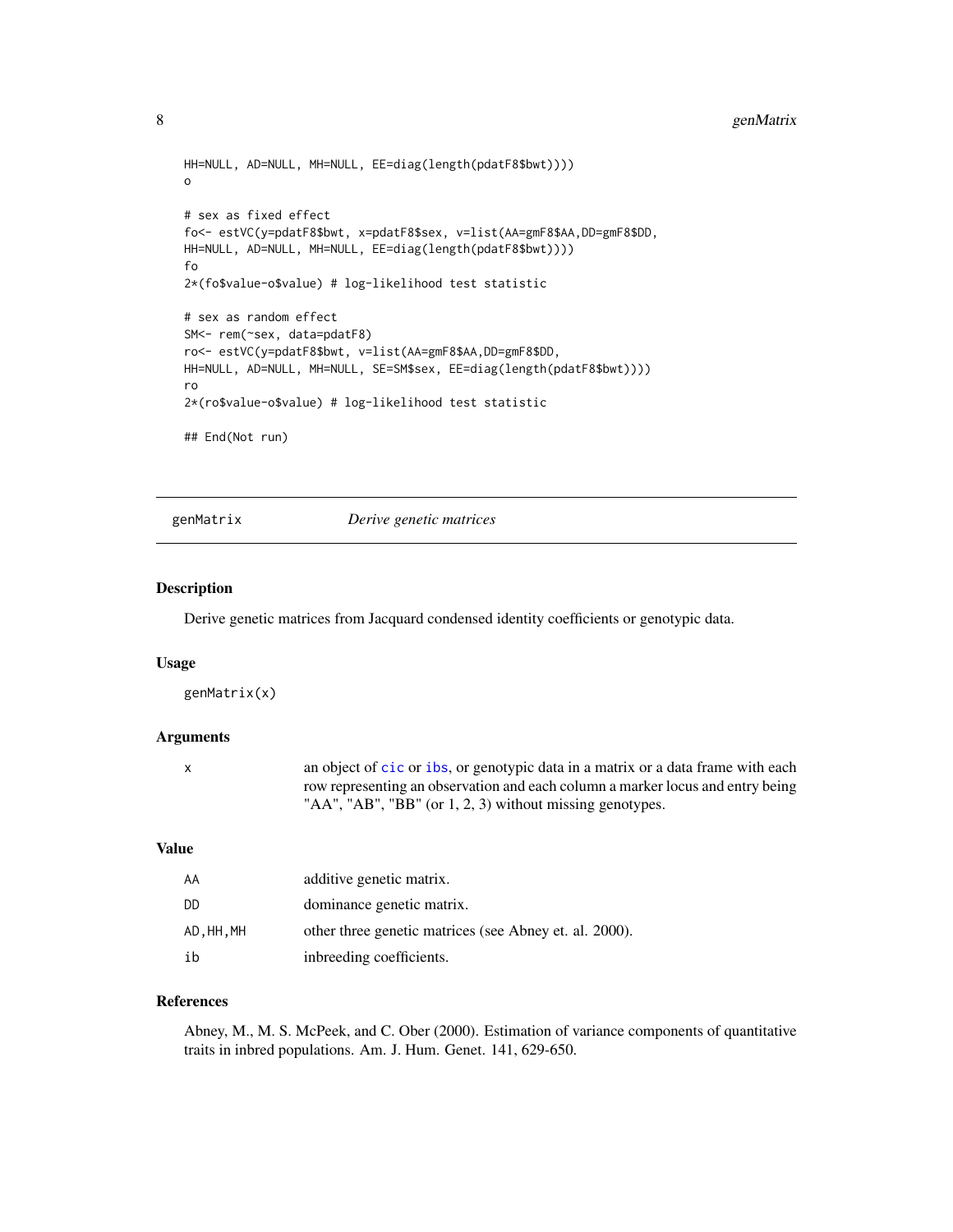```
HH=NULL, AD=NULL, MH=NULL, EE=diag(length(pdatF8$bwt))))
o

# sex as fixed effect
fo<- estVC(y=pdatF8$bwt, x=pdatF8$sex, v=list(AA=gmF8$AA,DD=gmF8$DD,
HH=NULL, AD=NULL, MH=NULL, EE=diag(length(pdatF8$bwt))))
fo
2*(fo$value-o$value) # log-likelihood test statistic

# sex as random effect
SM<- rem(~sex, data=pdatF8)
ro<- estVC(y=pdatF8$bwt, v=list(AA=gmF8$AA,DD=gmF8$DD,
HH=NULL, AD=NULL, MH=NULL, SE=SM$sex, EE=diag(length(pdatF8$bwt))))
ro
2*(ro$value-o$value) # log-likelihood test statistic

## End(Not run)
```

---

## genMatrix *Derive genetic matrices*

### Description

Derive genetic matrices from Jacquard condensed identity coefficients or genotypic data.

### Usage

```
genMatrix(x)
```

### Arguments

| | |
|---|---|
| x | an object of cic or ibs, or genotypic data in a matrix or a data frame with each row representing an observation and each column a marker locus and entry being "AA", "AB", "BB" (or 1, 2, 3) without missing genotypes. |

### Value

| | |
|---|---|
| AA | additive genetic matrix. |
| DD | dominance genetic matrix. |
| AD,HH,MH | other three genetic matrices (see Abney et. al. 2000). |
| ib | inbreeding coefficients. |

### References

Abney, M., M. S. McPeek, and C. Ober (2000). Estimation of variance components of quantitative traits in inbred populations. Am. J. Hum. Genet. 141, 629-650.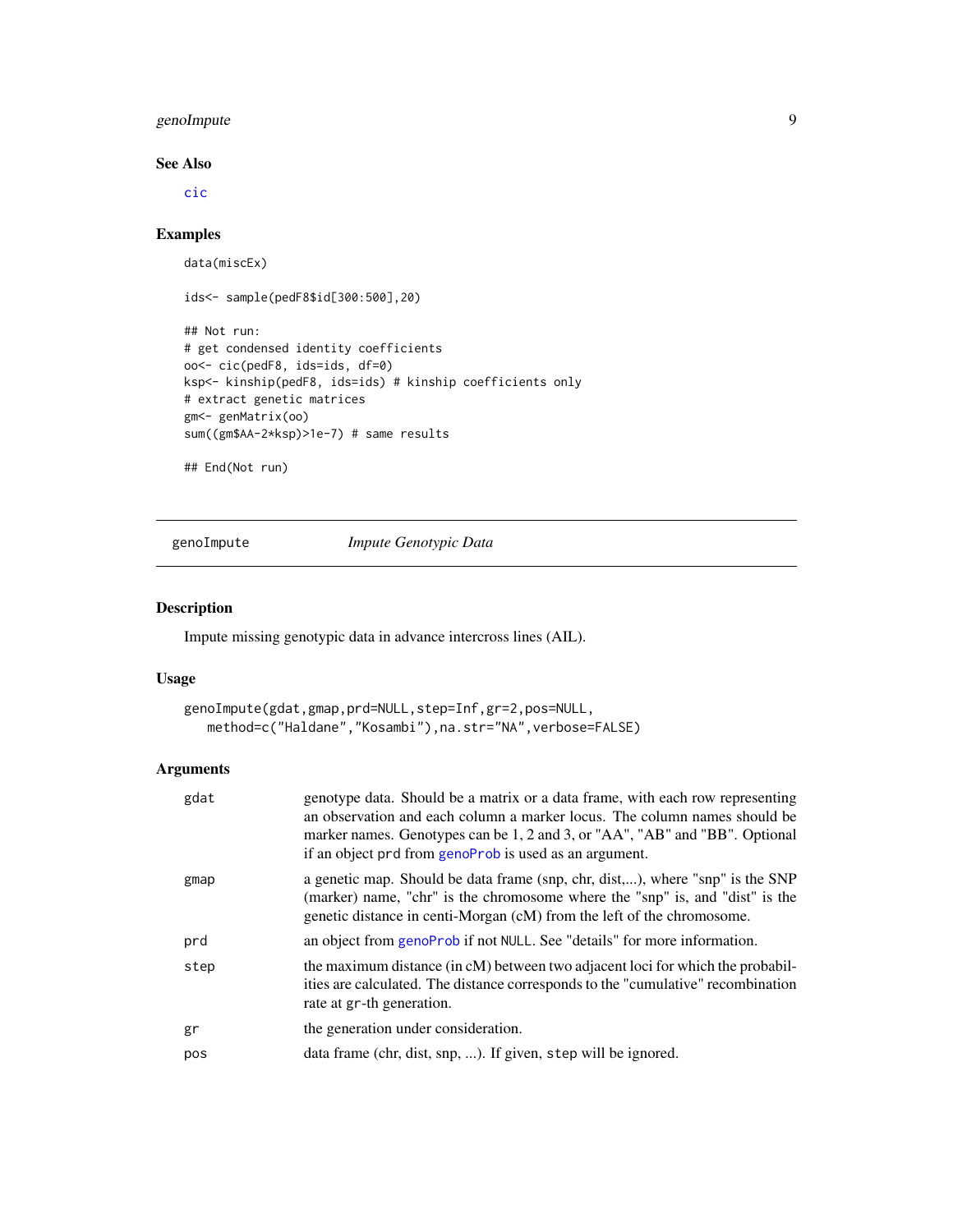### See Also

cic

### Examples

```
data(miscEx)

ids<- sample(pedF8$id[300:500],20)

## Not run:
# get condensed identity coefficients
oo<- cic(pedF8, ids=ids, df=0)
ksp<- kinship(pedF8, ids=ids) # kinship coefficients only
# extract genetic matrices
gm<- genMatrix(oo)
sum((gm$AA-2*ksp)>1e-7) # same results

## End(Not run)
```

---

## genoImpute *Impute Genotypic Data*

### Description

Impute missing genotypic data in advance intercross lines (AIL).

### Usage

```
genoImpute(gdat,gmap,prd=NULL,step=Inf,gr=2,pos=NULL,
   method=c("Haldane","Kosambi"),na.str="NA",verbose=FALSE)
```

### Arguments

| | |
|---|---|
| gdat | genotype data. Should be a matrix or a data frame, with each row representing an observation and each column a marker locus. The column names should be marker names. Genotypes can be 1, 2 and 3, or "AA", "AB" and "BB". Optional if an object prd from genoProb is used as an argument. |
| gmap | a genetic map. Should be data frame (snp, chr, dist,...), where "snp" is the SNP (marker) name, "chr" is the chromosome where the "snp" is, and "dist" is the genetic distance in centi-Morgan (cM) from the left of the chromosome. |
| prd | an object from genoProb if not NULL. See "details" for more information. |
| step | the maximum distance (in cM) between two adjacent loci for which the probabilities are calculated. The distance corresponds to the "cumulative" recombination rate at gr-th generation. |
| gr | the generation under consideration. |
| pos | data frame (chr, dist, snp, ...). If given, step will be ignored. |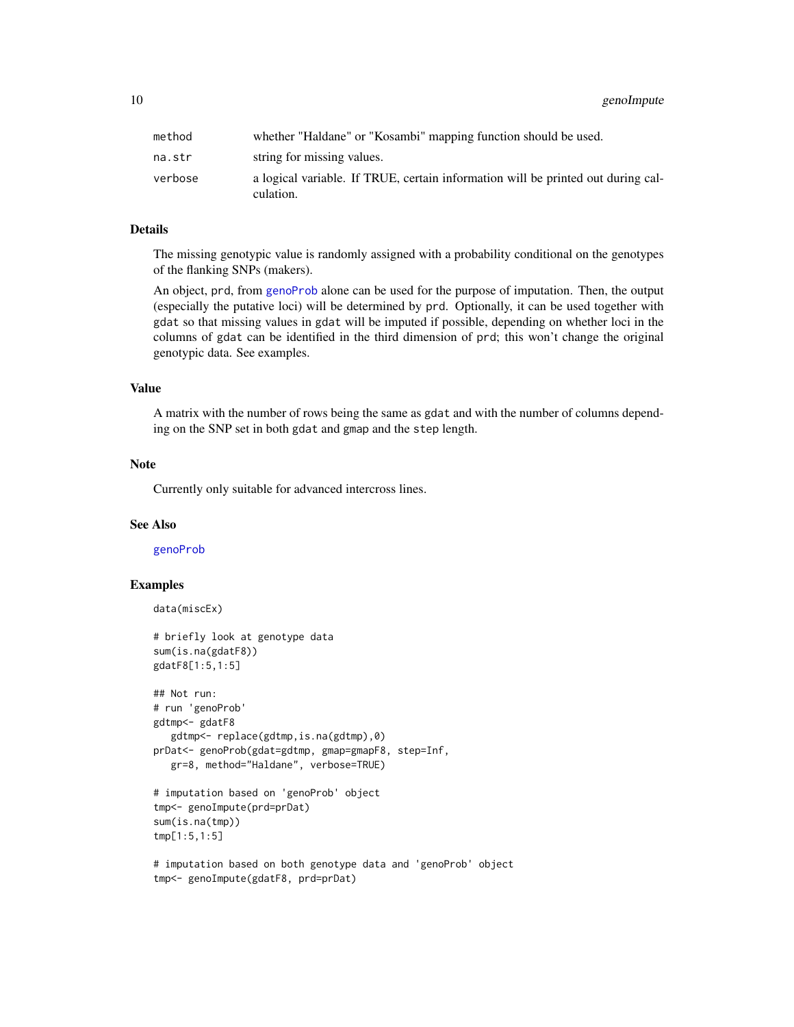| | |
|---|---|
| method | whether "Haldane" or "Kosambi" mapping function should be used. |
| na.str | string for missing values. |
| verbose | a logical variable. If TRUE, certain information will be printed out during calculation. |

### Details

The missing genotypic value is randomly assigned with a probability conditional on the genotypes of the flanking SNPs (makers).

An object, prd, from genoProb alone can be used for the purpose of imputation. Then, the output (especially the putative loci) will be determined by prd. Optionally, it can be used together with gdat so that missing values in gdat will be imputed if possible, depending on whether loci in the columns of gdat can be identified in the third dimension of prd; this won't change the original genotypic data. See examples.

### Value

A matrix with the number of rows being the same as gdat and with the number of columns depending on the SNP set in both gdat and gmap and the step length.

### Note

Currently only suitable for advanced intercross lines.

### See Also

genoProb

### Examples

```
data(miscEx)

# briefly look at genotype data
sum(is.na(gdatF8))
gdatF8[1:5,1:5]

## Not run:
# run 'genoProb'
gdtmp<- gdatF8
   gdtmp<- replace(gdtmp,is.na(gdtmp),0)
prDat<- genoProb(gdat=gdtmp, gmap=gmapF8, step=Inf,
   gr=8, method="Haldane", verbose=TRUE)

# imputation based on 'genoProb' object
tmp<- genoImpute(prd=prDat)
sum(is.na(tmp))
tmp[1:5,1:5]

# imputation based on both genotype data and 'genoProb' object
tmp<- genoImpute(gdatF8, prd=prDat)
```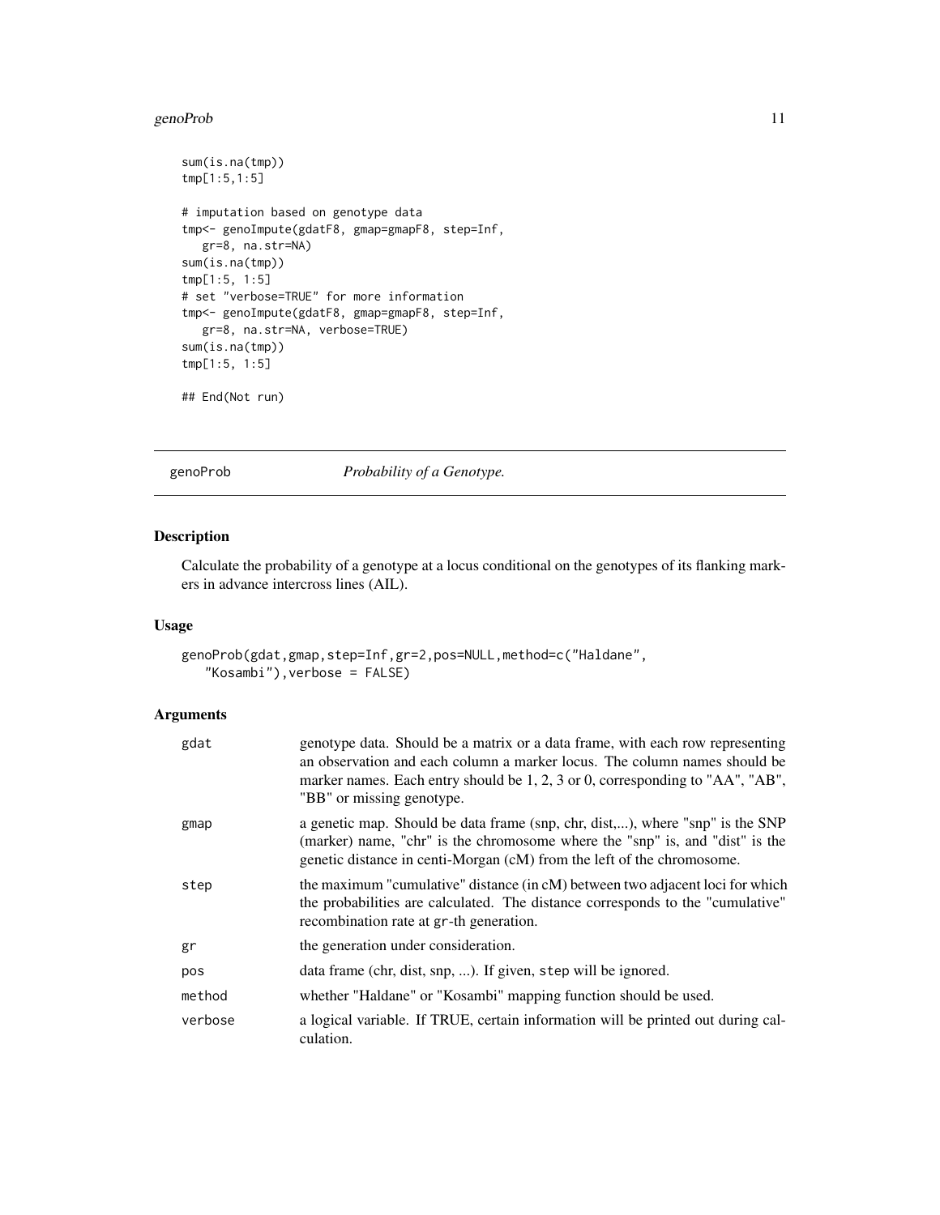```
sum(is.na(tmp))
tmp[1:5,1:5]

# imputation based on genotype data
tmp<- genoImpute(gdatF8, gmap=gmapF8, step=Inf,
   gr=8, na.str=NA)
sum(is.na(tmp))
tmp[1:5, 1:5]
# set "verbose=TRUE" for more information
tmp<- genoImpute(gdatF8, gmap=gmapF8, step=Inf,
   gr=8, na.str=NA, verbose=TRUE)
sum(is.na(tmp))
tmp[1:5, 1:5]

## End(Not run)
```

## genoProb — *Probability of a Genotype.*

### Description

Calculate the probability of a genotype at a locus conditional on the genotypes of its flanking markers in advance intercross lines (AIL).

### Usage

```
genoProb(gdat,gmap,step=Inf,gr=2,pos=NULL,method=c("Haldane",
   "Kosambi"),verbose = FALSE)
```

### Arguments

| | |
|---|---|
| gdat | genotype data. Should be a matrix or a data frame, with each row representing an observation and each column a marker locus. The column names should be marker names. Each entry should be 1, 2, 3 or 0, corresponding to "AA", "AB", "BB" or missing genotype. |
| gmap | a genetic map. Should be data frame (snp, chr, dist,...), where "snp" is the SNP (marker) name, "chr" is the chromosome where the "snp" is, and "dist" is the genetic distance in centi-Morgan (cM) from the left of the chromosome. |
| step | the maximum "cumulative" distance (in cM) between two adjacent loci for which the probabilities are calculated. The distance corresponds to the "cumulative" recombination rate at gr-th generation. |
| gr | the generation under consideration. |
| pos | data frame (chr, dist, snp, ...). If given, step will be ignored. |
| method | whether "Haldane" or "Kosambi" mapping function should be used. |
| verbose | a logical variable. If TRUE, certain information will be printed out during calculation. |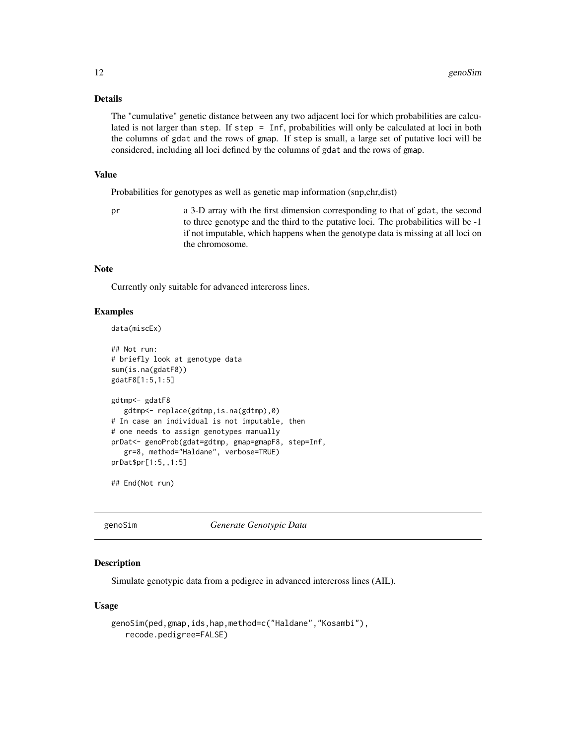### Details

The "cumulative" genetic distance between any two adjacent loci for which probabilities are calculated is not larger than `step`. If `step = Inf`, probabilities will only be calculated at loci in both the columns of `gdat` and the rows of `gmap`. If `step` is small, a large set of putative loci will be considered, including all loci defined by the columns of `gdat` and the rows of `gmap`.

### Value

Probabilities for genotypes as well as genetic map information (snp,chr,dist)

`pr` a 3-D array with the first dimension corresponding to that of `gdat`, the second to three genotype and the third to the putative loci. The probabilities will be -1 if not imputable, which happens when the genotype data is missing at all loci on the chromosome.

### Note

Currently only suitable for advanced intercross lines.

### Examples

```
data(miscEx)

## Not run:
# briefly look at genotype data
sum(is.na(gdatF8))
gdatF8[1:5,1:5]

gdtmp<- gdatF8
   gdtmp<- replace(gdtmp,is.na(gdtmp),0)
# In case an individual is not imputable, then
# one needs to assign genotypes manually
prDat<- genoProb(gdat=gdtmp, gmap=gmapF8, step=Inf,
   gr=8, method="Haldane", verbose=TRUE)
prDat$pr[1:5,,1:5]

## End(Not run)
```

---

## genoSim *Generate Genotypic Data*

### Description

Simulate genotypic data from a pedigree in advanced intercross lines (AIL).

### Usage

```
genoSim(ped,gmap,ids,hap,method=c("Haldane","Kosambi"),
   recode.pedigree=FALSE)
```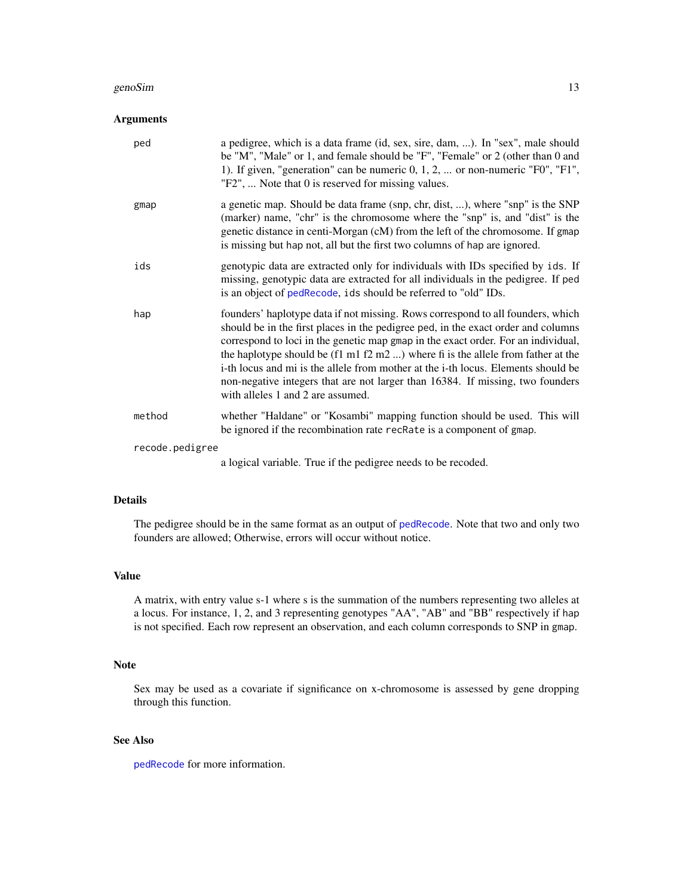## Arguments

**ped**
: a pedigree, which is a data frame (id, sex, sire, dam, ...). In "sex", male should be "M", "Male" or 1, and female should be "F", "Female" or 2 (other than 0 and 1). If given, "generation" can be numeric 0, 1, 2, ... or non-numeric "F0", "F1", "F2", ... Note that 0 is reserved for missing values.

**gmap**
: a genetic map. Should be data frame (snp, chr, dist, ...), where "snp" is the SNP (marker) name, "chr" is the chromosome where the "snp" is, and "dist" is the genetic distance in centi-Morgan (cM) from the left of the chromosome. If `gmap` is missing but `hap` not, all but the first two columns of `hap` are ignored.

**ids**
: genotypic data are extracted only for individuals with IDs specified by `ids`. If missing, genotypic data are extracted for all individuals in the pedigree. If `ped` is an object of `pedRecode`, `ids` should be referred to "old" IDs.

**hap**
: founders' haplotype data if not missing. Rows correspond to all founders, which should be in the first places in the pedigree `ped`, in the exact order and columns correspond to loci in the genetic map `gmap` in the exact order. For an individual, the haplotype should be (f1 m1 f2 m2 ...) where fi is the allele from father at the i-th locus and mi is the allele from mother at the i-th locus. Elements should be non-negative integers that are not larger than 16384. If missing, two founders with alleles 1 and 2 are assumed.

**method**
: whether "Haldane" or "Kosambi" mapping function should be used. This will be ignored if the recombination rate `recRate` is a component of `gmap`.

**recode.pedigree**
: a logical variable. True if the pedigree needs to be recoded.

## Details

The pedigree should be in the same format as an output of `pedRecode`. Note that two and only two founders are allowed; Otherwise, errors will occur without notice.

## Value

A matrix, with entry value s-1 where s is the summation of the numbers representing two alleles at a locus. For instance, 1, 2, and 3 representing genotypes "AA", "AB" and "BB" respectively if `hap` is not specified. Each row represent an observation, and each column corresponds to SNP in `gmap`.

## Note

Sex may be used as a covariate if significance on x-chromosome is assessed by gene dropping through this function.

## See Also

`pedRecode` for more information.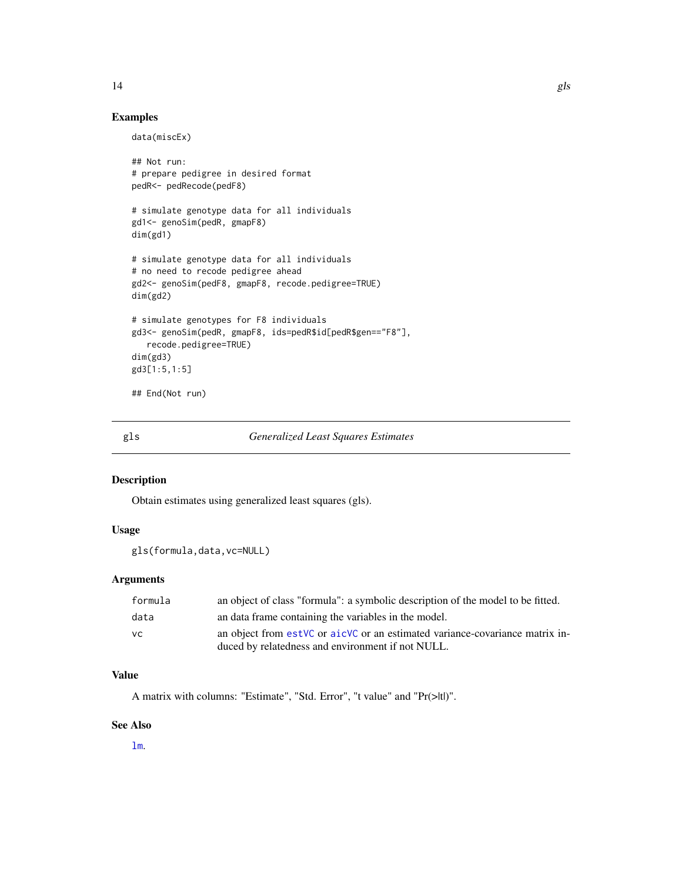### Examples

```
data(miscEx)

## Not run:
# prepare pedigree in desired format
pedR<- pedRecode(pedF8)

# simulate genotype data for all individuals
gd1<- genoSim(pedR, gmapF8)
dim(gd1)

# simulate genotype data for all individuals
# no need to recode pedigree ahead
gd2<- genoSim(pedF8, gmapF8, recode.pedigree=TRUE)
dim(gd2)

# simulate genotypes for F8 individuals
gd3<- genoSim(pedR, gmapF8, ids=pedR$id[pedR$gen=="F8"],
   recode.pedigree=TRUE)
dim(gd3)
gd3[1:5,1:5]

## End(Not run)
```

---

## gls — *Generalized Least Squares Estimates*

### Description

Obtain estimates using generalized least squares (gls).

### Usage

```
gls(formula,data,vc=NULL)
```

### Arguments

| | |
|---|---|
| `formula` | an object of class "formula": a symbolic description of the model to be fitted. |
| `data` | an data frame containing the variables in the model. |
| `vc` | an object from `estVC` or `aicVC` or an estimated variance-covariance matrix induced by relatedness and environment if not NULL. |

### Value

A matrix with columns: "Estimate", "Std. Error", "t value" and "Pr(>|t|)".

### See Also

`lm`.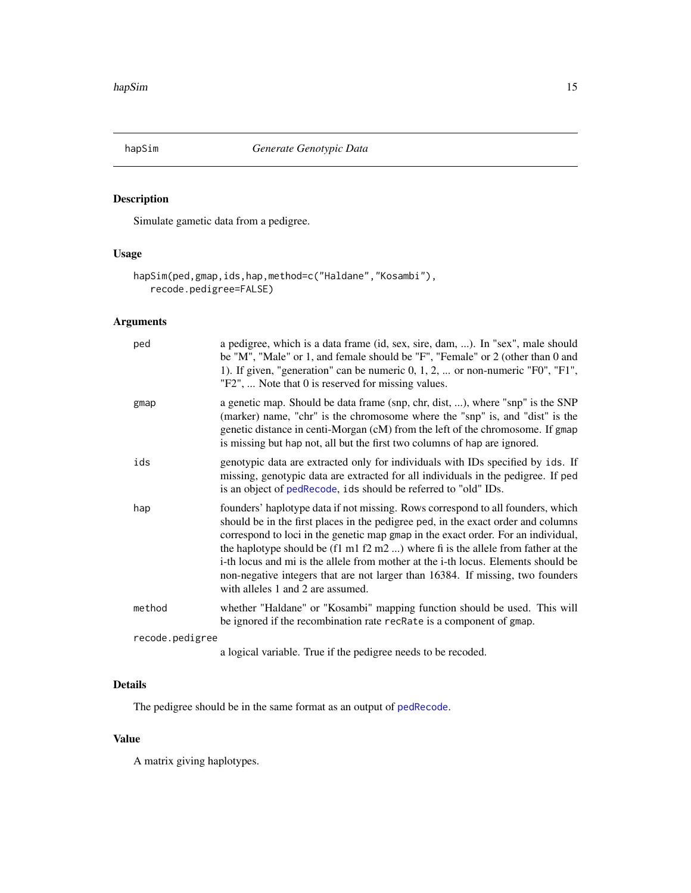# hapSim — *Generate Genotypic Data*

## Description

Simulate gametic data from a pedigree.

## Usage

```
hapSim(ped,gmap,ids,hap,method=c("Haldane","Kosambi"),
   recode.pedigree=FALSE)
```

## Arguments

| Argument | Description |
|---|---|
| `ped` | a pedigree, which is a data frame (id, sex, sire, dam, ...). In "sex", male should be "M", "Male" or 1, and female should be "F", "Female" or 2 (other than 0 and 1). If given, "generation" can be numeric 0, 1, 2, ... or non-numeric "F0", "F1", "F2", ... Note that 0 is reserved for missing values. |
| `gmap` | a genetic map. Should be data frame (snp, chr, dist, ...), where "snp" is the SNP (marker) name, "chr" is the chromosome where the "snp" is, and "dist" is the genetic distance in centi-Morgan (cM) from the left of the chromosome. If `gmap` is missing but `hap` not, all but the first two columns of `hap` are ignored. |
| `ids` | genotypic data are extracted only for individuals with IDs specified by `ids`. If missing, genotypic data are extracted for all individuals in the pedigree. If `ped` is an object of `pedRecode`, `ids` should be referred to "old" IDs. |
| `hap` | founders' haplotype data if not missing. Rows correspond to all founders, which should be in the first places in the pedigree `ped`, in the exact order and columns correspond to loci in the genetic map `gmap` in the exact order. For an individual, the haplotype should be (f1 m1 f2 m2 ...) where fi is the allele from father at the i-th locus and mi is the allele from mother at the i-th locus. Elements should be non-negative integers that are not larger than 16384. If missing, two founders with alleles 1 and 2 are assumed. |
| `method` | whether "Haldane" or "Kosambi" mapping function should be used. This will be ignored if the recombination rate `recRate` is a component of `gmap`. |
| `recode.pedigree` | a logical variable. True if the pedigree needs to be recoded. |

## Details

The pedigree should be in the same format as an output of `pedRecode`.

## Value

A matrix giving haplotypes.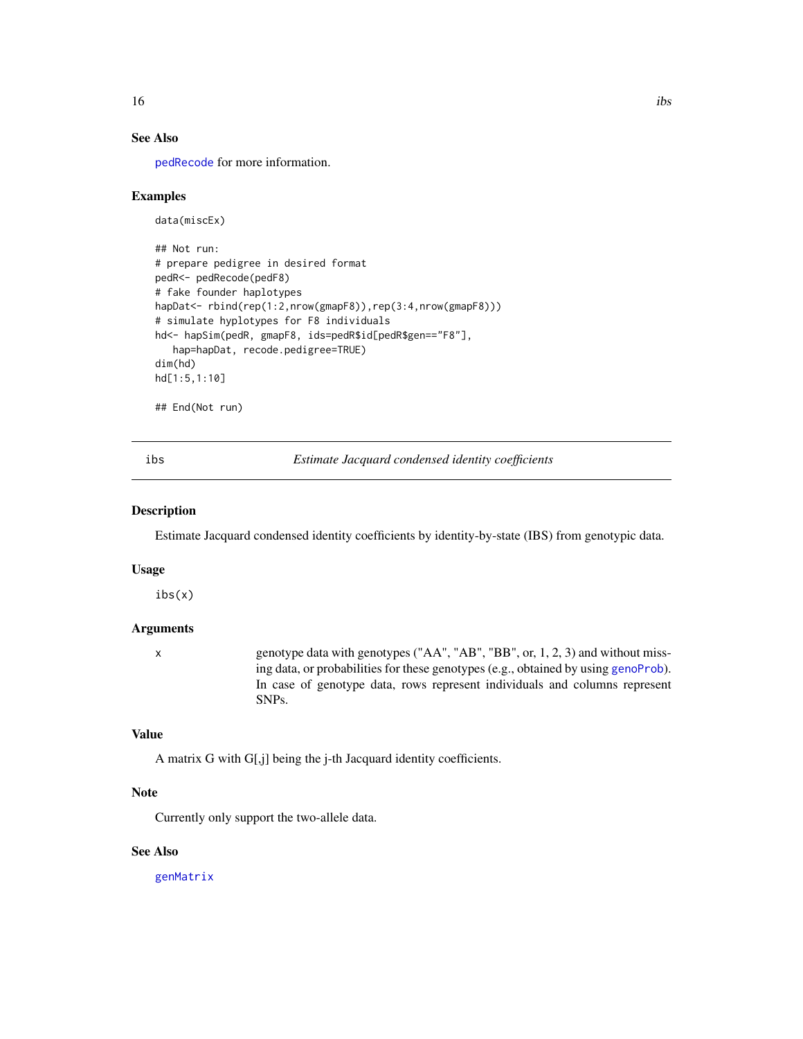### See Also

pedRecode for more information.

### Examples

```
data(miscEx)

## Not run:
# prepare pedigree in desired format
pedR<- pedRecode(pedF8)
# fake founder haplotypes
hapDat<- rbind(rep(1:2,nrow(gmapF8)),rep(3:4,nrow(gmapF8)))
# simulate hyplotypes for F8 individuals
hd<- hapSim(pedR, gmapF8, ids=pedR$id[pedR$gen=="F8"],
   hap=hapDat, recode.pedigree=TRUE)
dim(hd)
hd[1:5,1:10]

## End(Not run)
```

---

## ibs — *Estimate Jacquard condensed identity coefficients*

### Description

Estimate Jacquard condensed identity coefficients by identity-by-state (IBS) from genotypic data.

### Usage

```
ibs(x)
```

### Arguments

| | |
|---|---|
| x | genotype data with genotypes ("AA", "AB", "BB", or, 1, 2, 3) and without missing data, or probabilities for these genotypes (e.g., obtained by using genoProb). In case of genotype data, rows represent individuals and columns represent SNPs. |

### Value

A matrix G with G[,j] being the j-th Jacquard identity coefficients.

### Note

Currently only support the two-allele data.

### See Also

genMatrix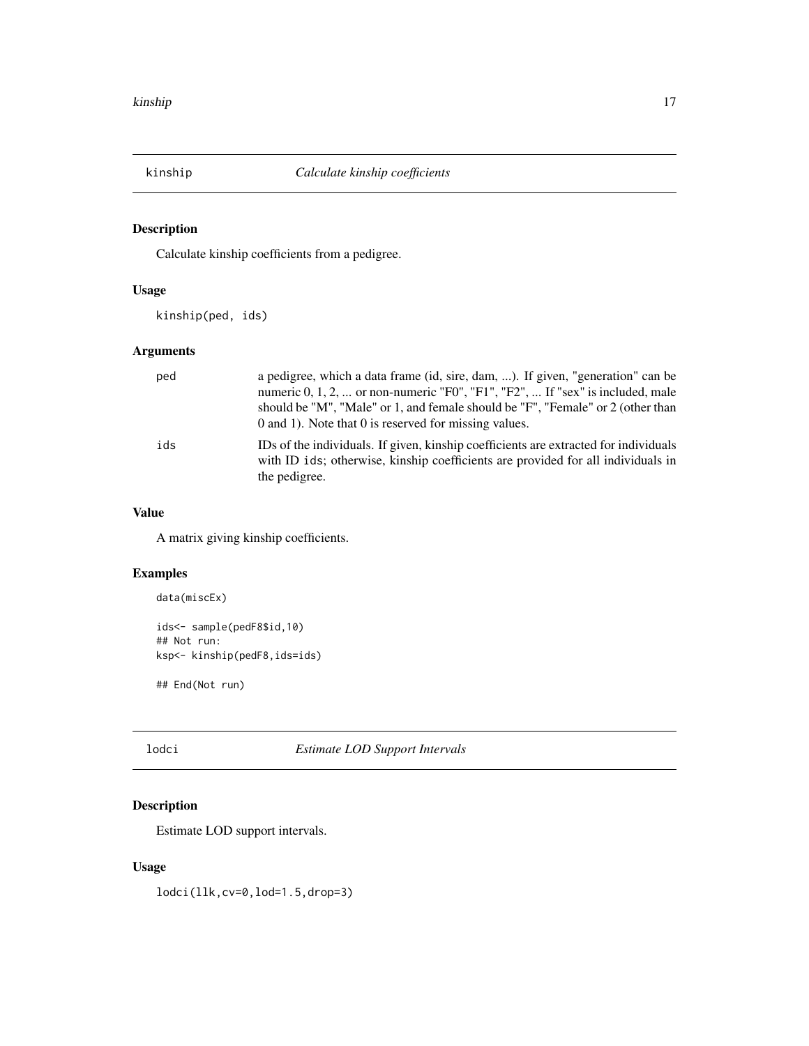## kinship — *Calculate kinship coefficients*

### Description

Calculate kinship coefficients from a pedigree.

### Usage

```
kinship(ped, ids)
```

### Arguments

| | |
|---|---|
| `ped` | a pedigree, which a data frame (id, sire, dam, ...). If given, "generation" can be numeric 0, 1, 2, ... or non-numeric "F0", "F1", "F2", ... If "sex" is included, male should be "M", "Male" or 1, and female should be "F", "Female" or 2 (other than 0 and 1). Note that 0 is reserved for missing values. |
| `ids` | IDs of the individuals. If given, kinship coefficients are extracted for individuals with ID `ids`; otherwise, kinship coefficients are provided for all individuals in the pedigree. |

### Value

A matrix giving kinship coefficients.

### Examples

```
data(miscEx)

ids<- sample(pedF8$id,10)
## Not run:
ksp<- kinship(pedF8,ids=ids)

## End(Not run)
```

## lodci — *Estimate LOD Support Intervals*

### Description

Estimate LOD support intervals.

### Usage

```
lodci(llk,cv=0,lod=1.5,drop=3)
```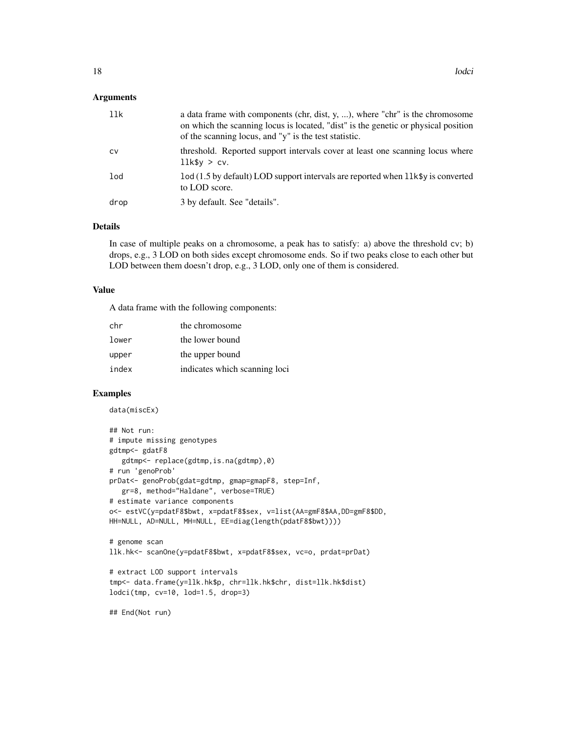### Arguments

| | |
|---|---|
| `llk` | a data frame with components (chr, dist, y, ...), where "chr" is the chromosome on which the scanning locus is located, "dist" is the genetic or physical position of the scanning locus, and "y" is the test statistic. |
| `cv` | threshold. Reported support intervals cover at least one scanning locus where `llk$y > cv`. |
| `lod` | `lod` (1.5 by default) LOD support intervals are reported when `llk$y` is converted to LOD score. |
| `drop` | 3 by default. See "details". |

### Details

In case of multiple peaks on a chromosome, a peak has to satisfy: a) above the threshold cv; b) drops, e.g., 3 LOD on both sides except chromosome ends. So if two peaks close to each other but LOD between them doesn't drop, e.g., 3 LOD, only one of them is considered.

### Value

A data frame with the following components:

| | |
|---|---|
| `chr` | the chromosome |
| `lower` | the lower bound |
| `upper` | the upper bound |
| `index` | indicates which scanning loci |

### Examples

```
data(miscEx)

## Not run:
# impute missing genotypes
gdtmp<- gdatF8
   gdtmp<- replace(gdtmp,is.na(gdtmp),0)
# run 'genoProb'
prDat<- genoProb(gdat=gdtmp, gmap=gmapF8, step=Inf,
   gr=8, method="Haldane", verbose=TRUE)
# estimate variance components
o<- estVC(y=pdatF8$bwt, x=pdatF8$sex, v=list(AA=gmF8$AA,DD=gmF8$DD,
HH=NULL, AD=NULL, MH=NULL, EE=diag(length(pdatF8$bwt))))

# genome scan
llk.hk<- scanOne(y=pdatF8$bwt, x=pdatF8$sex, vc=o, prdat=prDat)

# extract LOD support intervals
tmp<- data.frame(y=llk.hk$p, chr=llk.hk$chr, dist=llk.hk$dist)
lodci(tmp, cv=10, lod=1.5, drop=3)

## End(Not run)
```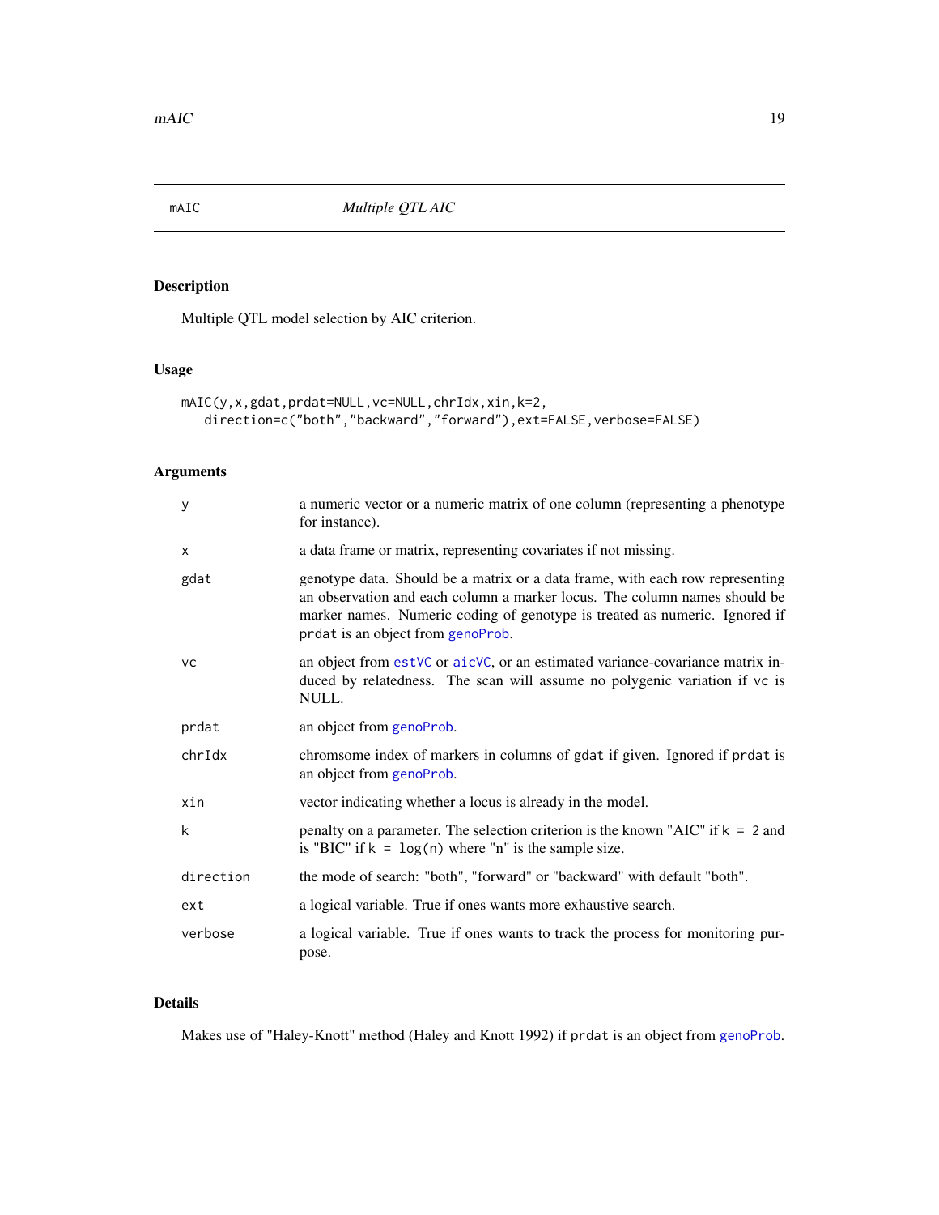# mAIC — *Multiple QTL AIC*

## Description

Multiple QTL model selection by AIC criterion.

## Usage

```
mAIC(y,x,gdat,prdat=NULL,vc=NULL,chrIdx,xin,k=2,
   direction=c("both","backward","forward"),ext=FALSE,verbose=FALSE)
```

## Arguments

| | |
|---|---|
| `y` | a numeric vector or a numeric matrix of one column (representing a phenotype for instance). |
| `x` | a data frame or matrix, representing covariates if not missing. |
| `gdat` | genotype data. Should be a matrix or a data frame, with each row representing an observation and each column a marker locus. The column names should be marker names. Numeric coding of genotype is treated as numeric. Ignored if `prdat` is an object from `genoProb`. |
| `vc` | an object from `estVC` or `aicVC`, or an estimated variance-covariance matrix induced by relatedness. The scan will assume no polygenic variation if `vc` is NULL. |
| `prdat` | an object from `genoProb`. |
| `chrIdx` | chromsome index of markers in columns of `gdat` if given. Ignored if `prdat` is an object from `genoProb`. |
| `xin` | vector indicating whether a locus is already in the model. |
| `k` | penalty on a parameter. The selection criterion is the known "AIC" if `k = 2` and is "BIC" if `k = log(n)` where "n" is the sample size. |
| `direction` | the mode of search: "both", "forward" or "backward" with default "both". |
| `ext` | a logical variable. True if ones wants more exhaustive search. |
| `verbose` | a logical variable. True if ones wants to track the process for monitoring purpose. |

## Details

Makes use of "Haley-Knott" method (Haley and Knott 1992) if `prdat` is an object from `genoProb`.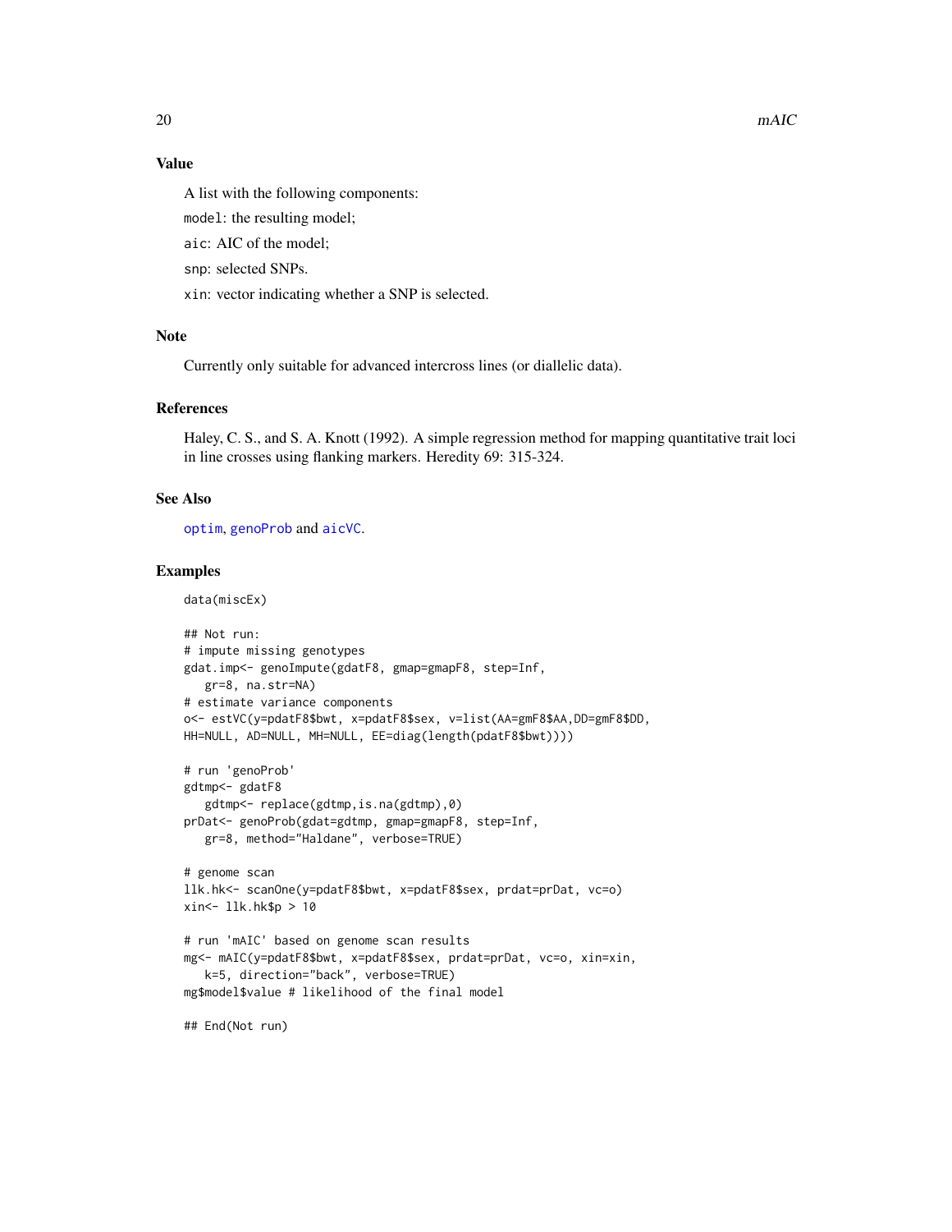## Value

A list with the following components:

`model`: the resulting model;

`aic`: AIC of the model;

`snp`: selected SNPs.

`xin`: vector indicating whether a SNP is selected.

## Note

Currently only suitable for advanced intercross lines (or diallelic data).

## References

Haley, C. S., and S. A. Knott (1992). A simple regression method for mapping quantitative trait loci in line crosses using flanking markers. Heredity 69: 315-324.

## See Also

`optim`, `genoProb` and `aicVC`.

## Examples

```
data(miscEx)

## Not run:
# impute missing genotypes
gdat.imp<- genoImpute(gdatF8, gmap=gmapF8, step=Inf,
   gr=8, na.str=NA)
# estimate variance components
o<- estVC(y=pdatF8$bwt, x=pdatF8$sex, v=list(AA=gmF8$AA,DD=gmF8$DD,
HH=NULL, AD=NULL, MH=NULL, EE=diag(length(pdatF8$bwt))))

# run 'genoProb'
gdtmp<- gdatF8
   gdtmp<- replace(gdtmp,is.na(gdtmp),0)
prDat<- genoProb(gdat=gdtmp, gmap=gmapF8, step=Inf,
   gr=8, method="Haldane", verbose=TRUE)

# genome scan
llk.hk<- scanOne(y=pdatF8$bwt, x=pdatF8$sex, prdat=prDat, vc=o)
xin<- llk.hk$p > 10

# run 'mAIC' based on genome scan results
mg<- mAIC(y=pdatF8$bwt, x=pdatF8$sex, prdat=prDat, vc=o, xin=xin,
   k=5, direction="back", verbose=TRUE)
mg$model$value # likelihood of the final model

## End(Not run)
```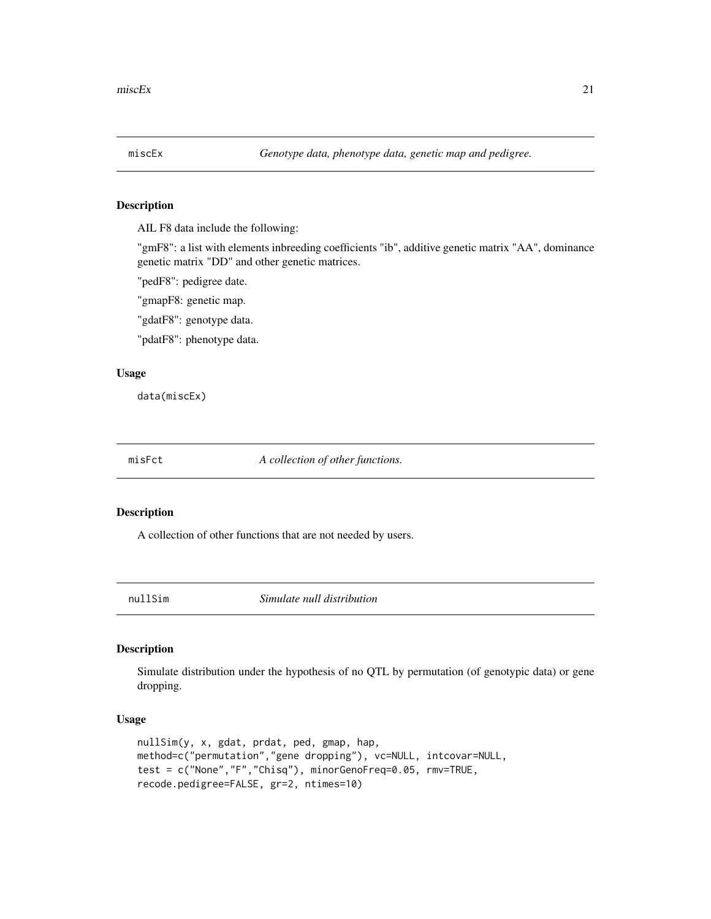## miscEx *Genotype data, phenotype data, genetic map and pedigree.*

### Description

AIL F8 data include the following:

"gmF8": a list with elements inbreeding coefficients "ib", additive genetic matrix "AA", dominance genetic matrix "DD" and other genetic matrices.

"pedF8": pedigree date.

"gmapF8: genetic map.

"gdatF8": genotype data.

"pdatF8": phenotype data.

### Usage

```
data(miscEx)
```

## misFct *A collection of other functions.*

### Description

A collection of other functions that are not needed by users.

## nullSim *Simulate null distribution*

### Description

Simulate distribution under the hypothesis of no QTL by permutation (of genotypic data) or gene dropping.

### Usage

```
nullSim(y, x, gdat, prdat, ped, gmap, hap,
method=c("permutation","gene dropping"), vc=NULL, intcovar=NULL,
test = c("None","F","Chisq"), minorGenoFreq=0.05, rmv=TRUE,
recode.pedigree=FALSE, gr=2, ntimes=10)
```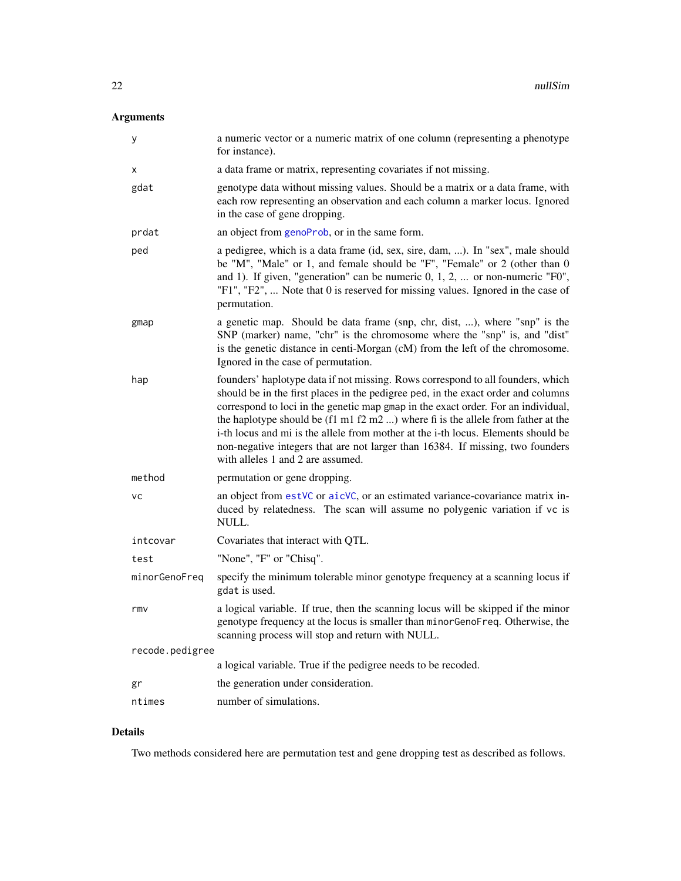## Arguments

| | |
|---|---|
| y | a numeric vector or a numeric matrix of one column (representing a phenotype for instance). |
| x | a data frame or matrix, representing covariates if not missing. |
| gdat | genotype data without missing values. Should be a matrix or a data frame, with each row representing an observation and each column a marker locus. Ignored in the case of gene dropping. |
| prdat | an object from genoProb, or in the same form. |
| ped | a pedigree, which is a data frame (id, sex, sire, dam, ...). In "sex", male should be "M", "Male" or 1, and female should be "F", "Female" or 2 (other than 0 and 1). If given, "generation" can be numeric 0, 1, 2, ... or non-numeric "F0", "F1", "F2", ... Note that 0 is reserved for missing values. Ignored in the case of permutation. |
| gmap | a genetic map. Should be data frame (snp, chr, dist, ...), where "snp" is the SNP (marker) name, "chr" is the chromosome where the "snp" is, and "dist" is the genetic distance in centi-Morgan (cM) from the left of the chromosome. Ignored in the case of permutation. |
| hap | founders' haplotype data if not missing. Rows correspond to all founders, which should be in the first places in the pedigree ped, in the exact order and columns correspond to loci in the genetic map gmap in the exact order. For an individual, the haplotype should be (f1 m1 f2 m2 ...) where fi is the allele from father at the i-th locus and mi is the allele from mother at the i-th locus. Elements should be non-negative integers that are not larger than 16384. If missing, two founders with alleles 1 and 2 are assumed. |
| method | permutation or gene dropping. |
| vc | an object from estVC or aicVC, or an estimated variance-covariance matrix induced by relatedness. The scan will assume no polygenic variation if vc is NULL. |
| intcovar | Covariates that interact with QTL. |
| test | "None", "F" or "Chisq". |
| minorGenoFreq | specify the minimum tolerable minor genotype frequency at a scanning locus if gdat is used. |
| rmv | a logical variable. If true, then the scanning locus will be skipped if the minor genotype frequency at the locus is smaller than minorGenoFreq. Otherwise, the scanning process will stop and return with NULL. |
| recode.pedigree | a logical variable. True if the pedigree needs to be recoded. |
| gr | the generation under consideration. |
| ntimes | number of simulations. |

## Details

Two methods considered here are permutation test and gene dropping test as described as follows.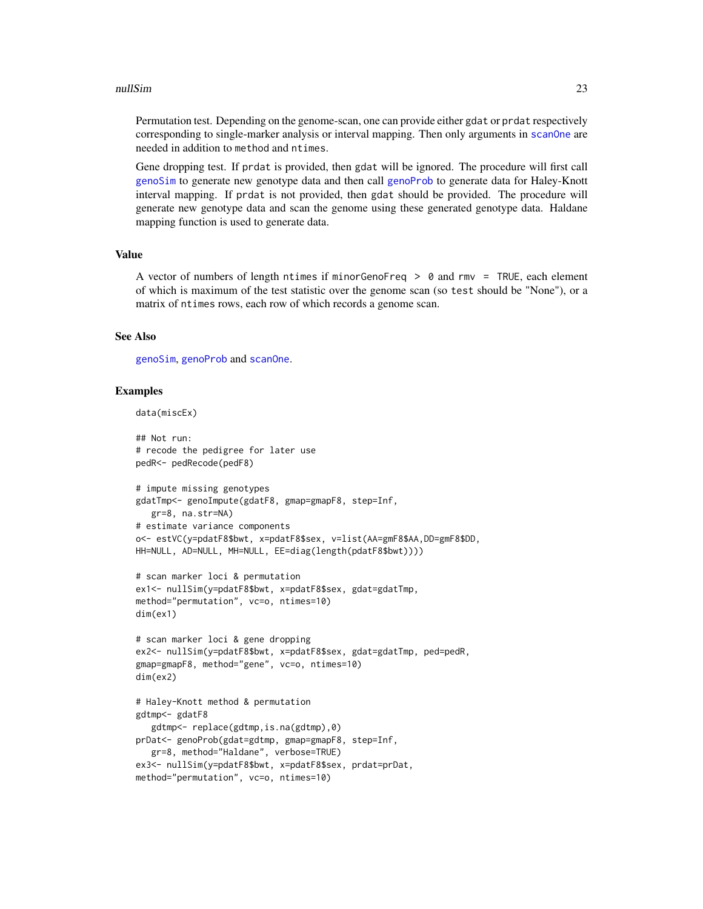Permutation test. Depending on the genome-scan, one can provide either gdat or prdat respectively corresponding to single-marker analysis or interval mapping. Then only arguments in scanOne are needed in addition to method and ntimes.

Gene dropping test. If prdat is provided, then gdat will be ignored. The procedure will first call genoSim to generate new genotype data and then call genoProb to generate data for Haley-Knott interval mapping. If prdat is not provided, then gdat should be provided. The procedure will generate new genotype data and scan the genome using these generated genotype data. Haldane mapping function is used to generate data.

## Value

A vector of numbers of length ntimes if minorGenoFreq > 0 and rmv = TRUE, each element of which is maximum of the test statistic over the genome scan (so test should be "None"), or a matrix of ntimes rows, each row of which records a genome scan.

## See Also

genoSim, genoProb and scanOne.

## Examples

```
data(miscEx)

## Not run:
# recode the pedigree for later use
pedR<- pedRecode(pedF8)

# impute missing genotypes
gdatTmp<- genoImpute(gdatF8, gmap=gmapF8, step=Inf,
   gr=8, na.str=NA)
# estimate variance components
o<- estVC(y=pdatF8$bwt, x=pdatF8$sex, v=list(AA=gmF8$AA,DD=gmF8$DD,
HH=NULL, AD=NULL, MH=NULL, EE=diag(length(pdatF8$bwt))))

# scan marker loci & permutation
ex1<- nullSim(y=pdatF8$bwt, x=pdatF8$sex, gdat=gdatTmp,
method="permutation", vc=o, ntimes=10)
dim(ex1)

# scan marker loci & gene dropping
ex2<- nullSim(y=pdatF8$bwt, x=pdatF8$sex, gdat=gdatTmp, ped=pedR,
gmap=gmapF8, method="gene", vc=o, ntimes=10)
dim(ex2)

# Haley-Knott method & permutation
gdtmp<- gdatF8
   gdtmp<- replace(gdtmp,is.na(gdtmp),0)
prDat<- genoProb(gdat=gdtmp, gmap=gmapF8, step=Inf,
   gr=8, method="Haldane", verbose=TRUE)
ex3<- nullSim(y=pdatF8$bwt, x=pdatF8$sex, prdat=prDat,
method="permutation", vc=o, ntimes=10)
```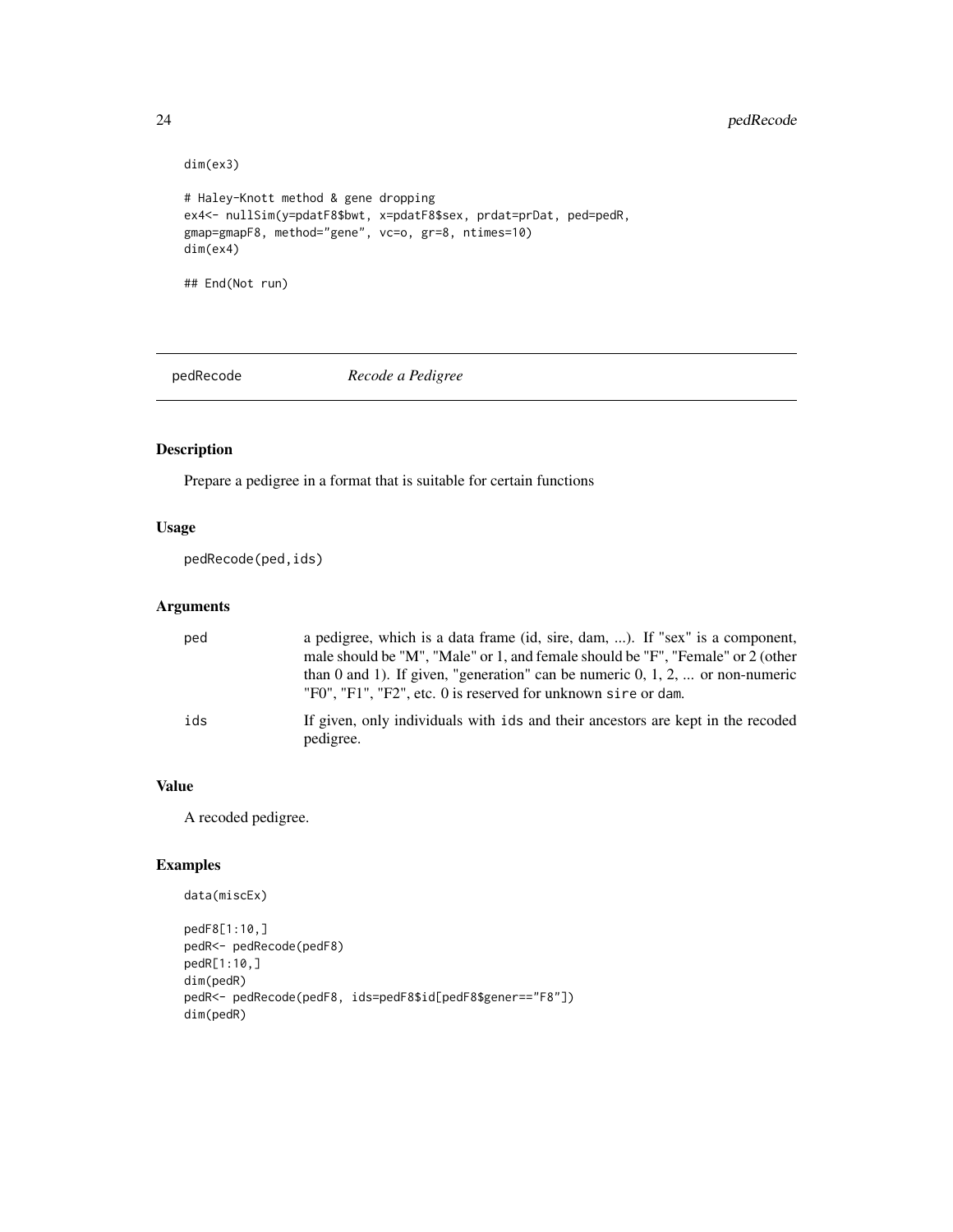```
dim(ex3)

# Haley-Knott method & gene dropping
ex4<- nullSim(y=pdatF8$bwt, x=pdatF8$sex, prdat=prDat, ped=pedR,
gmap=gmapF8, method="gene", vc=o, gr=8, ntimes=10)
dim(ex4)

## End(Not run)
```

---

## pedRecode *Recode a Pedigree*

### Description

Prepare a pedigree in a format that is suitable for certain functions

### Usage

```
pedRecode(ped,ids)
```

### Arguments

| | |
|---|---|
| ped | a pedigree, which is a data frame (id, sire, dam, ...). If "sex" is a component, male should be "M", "Male" or 1, and female should be "F", "Female" or 2 (other than 0 and 1). If given, "generation" can be numeric 0, 1, 2, ... or non-numeric "F0", "F1", "F2", etc. 0 is reserved for unknown `sire` or `dam`. |
| ids | If given, only individuals with `ids` and their ancestors are kept in the recoded pedigree. |

### Value

A recoded pedigree.

### Examples

```
data(miscEx)

pedF8[1:10,]
pedR<- pedRecode(pedF8)
pedR[1:10,]
dim(pedR)
pedR<- pedRecode(pedF8, ids=pedF8$id[pedF8$gener=="F8"])
dim(pedR)
```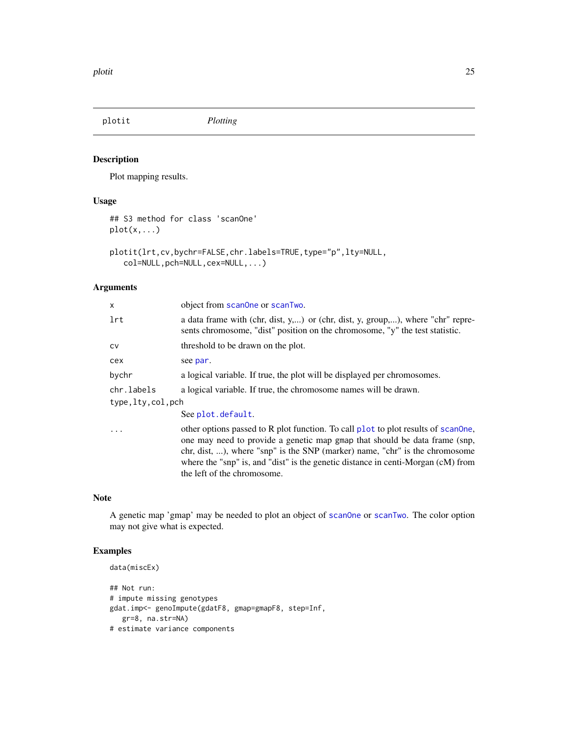## plotit *Plotting*

### Description

Plot mapping results.

### Usage

```
## S3 method for class 'scanOne'
plot(x,...)

plotit(lrt,cv,bychr=FALSE,chr.labels=TRUE,type="p",lty=NULL,
   col=NULL,pch=NULL,cex=NULL,...)
```

### Arguments

| | |
|---|---|
| `x` | object from `scanOne` or `scanTwo`. |
| `lrt` | a data frame with (chr, dist, y,...) or (chr, dist, y, group,...), where "chr" represents chromosome, "dist" position on the chromosome, "y" the test statistic. |
| `cv` | threshold to be drawn on the plot. |
| `cex` | see `par`. |
| `bychr` | a logical variable. If true, the plot will be displayed per chromosomes. |
| `chr.labels` | a logical variable. If true, the chromosome names will be drawn. |
| `type,lty,col,pch` | See `plot.default`. |
| `...` | other options passed to R plot function. To call `plot` to plot results of `scanOne`, one may need to provide a genetic map `gmap` that should be data frame (snp, chr, dist, ...), where "snp" is the SNP (marker) name, "chr" is the chromosome where the "snp" is, and "dist" is the genetic distance in centi-Morgan (cM) from the left of the chromosome. |

### Note

A genetic map 'gmap' may be needed to plot an object of `scanOne` or `scanTwo`. The color option may not give what is expected.

### Examples

```
data(miscEx)

## Not run:
# impute missing genotypes
gdat.imp<- genoImpute(gdatF8, gmap=gmapF8, step=Inf,
   gr=8, na.str=NA)
# estimate variance components
```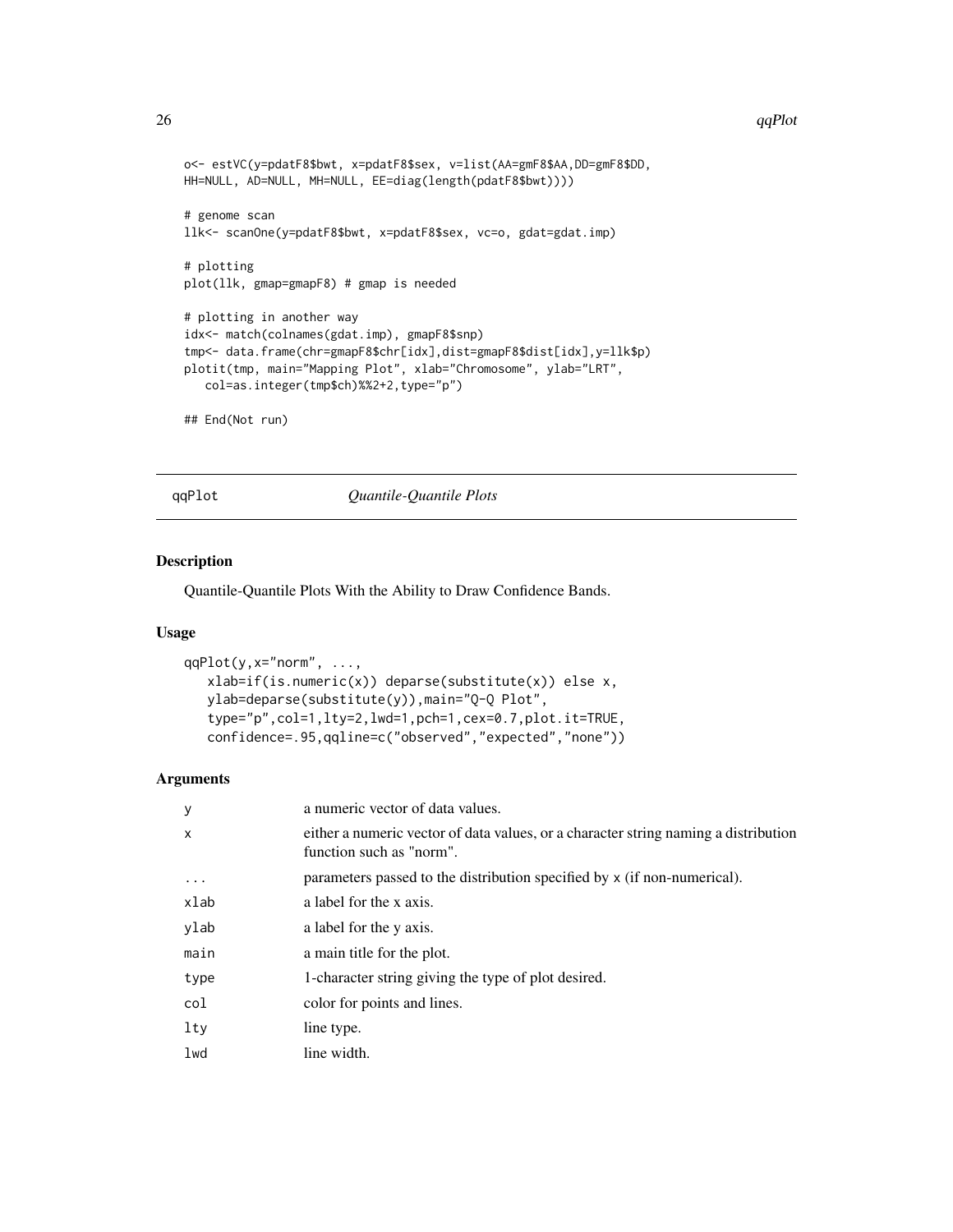```
o<- estVC(y=pdatF8$bwt, x=pdatF8$sex, v=list(AA=gmF8$AA,DD=gmF8$DD,
HH=NULL, AD=NULL, MH=NULL, EE=diag(length(pdatF8$bwt))))

# genome scan
llk<- scanOne(y=pdatF8$bwt, x=pdatF8$sex, vc=o, gdat=gdat.imp)

# plotting
plot(llk, gmap=gmapF8) # gmap is needed

# plotting in another way
idx<- match(colnames(gdat.imp), gmapF8$snp)
tmp<- data.frame(chr=gmapF8$chr[idx],dist=gmapF8$dist[idx],y=llk$p)
plotit(tmp, main="Mapping Plot", xlab="Chromosome", ylab="LRT",
   col=as.integer(tmp$ch)%%2+2,type="p")

## End(Not run)
```

---

## qqPlot — *Quantile-Quantile Plots*

### Description

Quantile-Quantile Plots With the Ability to Draw Confidence Bands.

### Usage

```
qqPlot(y,x="norm", ...,
   xlab=if(is.numeric(x)) deparse(substitute(x)) else x,
   ylab=deparse(substitute(y)),main="Q-Q Plot",
   type="p",col=1,lty=2,lwd=1,pch=1,cex=0.7,plot.it=TRUE,
   confidence=.95,qqline=c("observed","expected","none"))
```

### Arguments

| | |
|---|---|
| `y` | a numeric vector of data values. |
| `x` | either a numeric vector of data values, or a character string naming a distribution function such as "norm". |
| `...` | parameters passed to the distribution specified by `x` (if non-numerical). |
| `xlab` | a label for the x axis. |
| `ylab` | a label for the y axis. |
| `main` | a main title for the plot. |
| `type` | 1-character string giving the type of plot desired. |
| `col` | color for points and lines. |
| `lty` | line type. |
| `lwd` | line width. |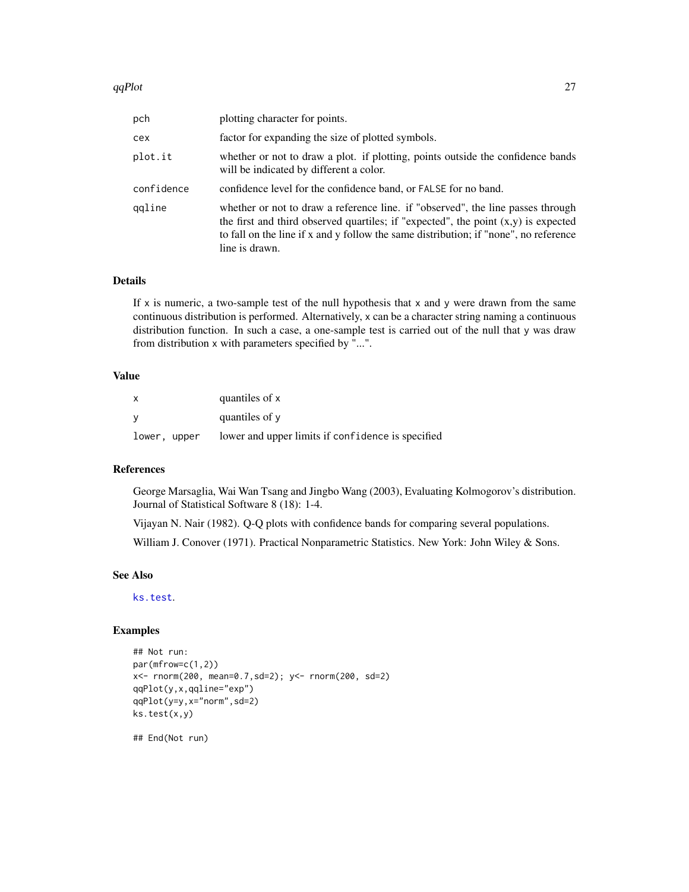| | |
|---|---|
| `pch` | plotting character for points. |
| `cex` | factor for expanding the size of plotted symbols. |
| `plot.it` | whether or not to draw a plot. if plotting, points outside the confidence bands will be indicated by different a color. |
| `confidence` | confidence level for the confidence band, or `FALSE` for no band. |
| `qqline` | whether or not to draw a reference line. if "observed", the line passes through the first and third observed quartiles; if "expected", the point (x,y) is expected to fall on the line if x and y follow the same distribution; if "none", no reference line is drawn. |

## Details

If `x` is numeric, a two-sample test of the null hypothesis that `x` and `y` were drawn from the same continuous distribution is performed. Alternatively, `x` can be a character string naming a continuous distribution function. In such a case, a one-sample test is carried out of the null that `y` was draw from distribution `x` with parameters specified by "...".

## Value

| | |
|---|---|
| `x` | quantiles of `x` |
| `y` | quantiles of `y` |
| `lower, upper` | lower and upper limits if `confidence` is specified |

## References

George Marsaglia, Wai Wan Tsang and Jingbo Wang (2003), Evaluating Kolmogorov's distribution. Journal of Statistical Software 8 (18): 1-4.

Vijayan N. Nair (1982). Q-Q plots with confidence bands for comparing several populations.

William J. Conover (1971). Practical Nonparametric Statistics. New York: John Wiley & Sons.

## See Also

`ks.test`.

## Examples

```
## Not run:
par(mfrow=c(1,2))
x<- rnorm(200, mean=0.7,sd=2); y<- rnorm(200, sd=2)
qqPlot(y,x,qqline="exp")
qqPlot(y=y,x="norm",sd=2)
ks.test(x,y)

## End(Not run)
```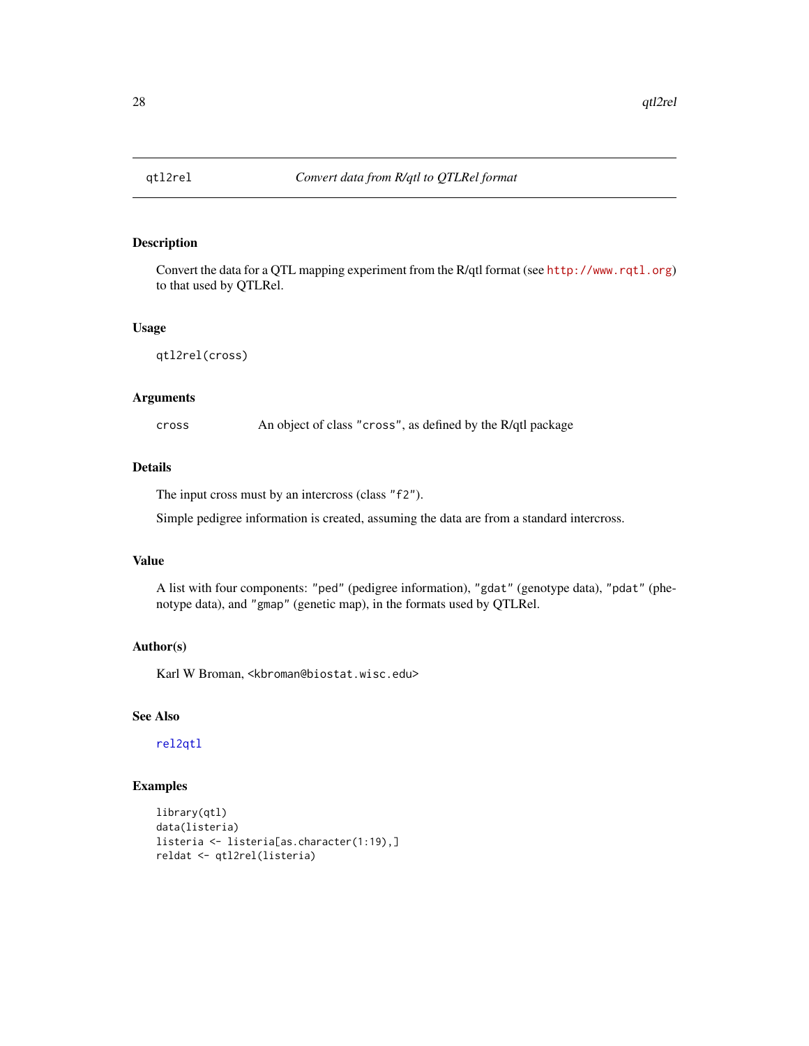## qtl2rel — *Convert data from R/qtl to QTLRel format*

### Description

Convert the data for a QTL mapping experiment from the R/qtl format (see http://www.rqtl.org) to that used by QTLRel.

### Usage

```
qtl2rel(cross)
```

### Arguments

| | |
|---|---|
| cross | An object of class "cross", as defined by the R/qtl package |

### Details

The input cross must by an intercross (class "f2").

Simple pedigree information is created, assuming the data are from a standard intercross.

### Value

A list with four components: "ped" (pedigree information), "gdat" (genotype data), "pdat" (phenotype data), and "gmap" (genetic map), in the formats used by QTLRel.

### Author(s)

Karl W Broman, <kbroman@biostat.wisc.edu>

### See Also

rel2qtl

### Examples

```
library(qtl)
data(listeria)
listeria <- listeria[as.character(1:19),]
reldat <- qtl2rel(listeria)
```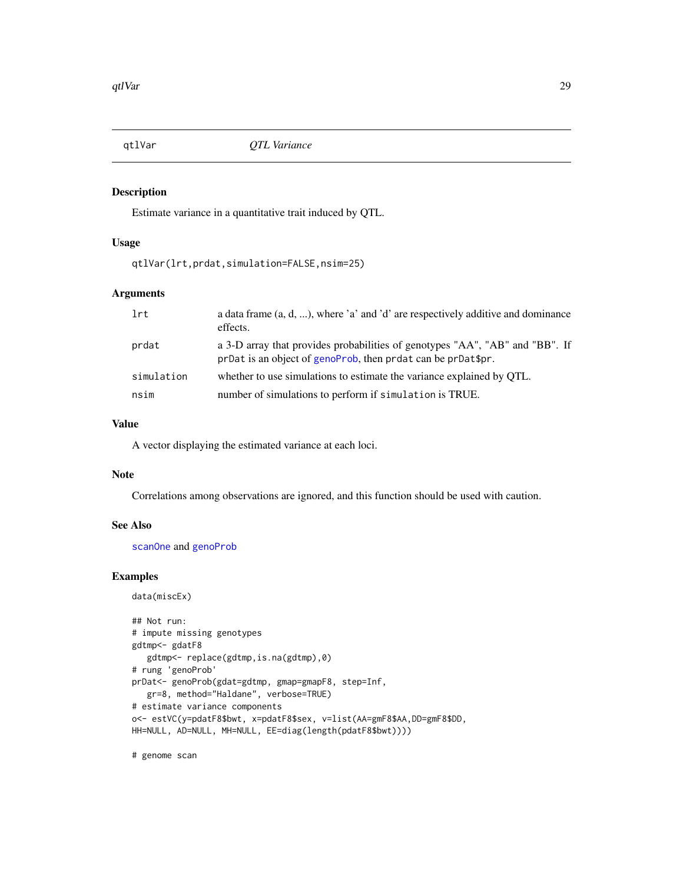## qtlVar — *QTL Variance*

### Description

Estimate variance in a quantitative trait induced by QTL.

### Usage

```
qtlVar(lrt,prdat,simulation=FALSE,nsim=25)
```

### Arguments

| | |
|---|---|
| `lrt` | a data frame (a, d, ...), where 'a' and 'd' are respectively additive and dominance effects. |
| `prdat` | a 3-D array that provides probabilities of genotypes "AA", "AB" and "BB". If `prDat` is an object of `genoProb`, then `prdat` can be `prDat$pr`. |
| `simulation` | whether to use simulations to estimate the variance explained by QTL. |
| `nsim` | number of simulations to perform if `simulation` is TRUE. |

### Value

A vector displaying the estimated variance at each loci.

### Note

Correlations among observations are ignored, and this function should be used with caution.

### See Also

`scanOne` and `genoProb`

### Examples

```
data(miscEx)

## Not run:
# impute missing genotypes
gdtmp<- gdatF8
   gdtmp<- replace(gdtmp,is.na(gdtmp),0)
# rung 'genoProb'
prDat<- genoProb(gdat=gdtmp, gmap=gmapF8, step=Inf,
   gr=8, method="Haldane", verbose=TRUE)
# estimate variance components
o<- estVC(y=pdatF8$bwt, x=pdatF8$sex, v=list(AA=gmF8$AA,DD=gmF8$DD,
HH=NULL, AD=NULL, MH=NULL, EE=diag(length(pdatF8$bwt))))

# genome scan
```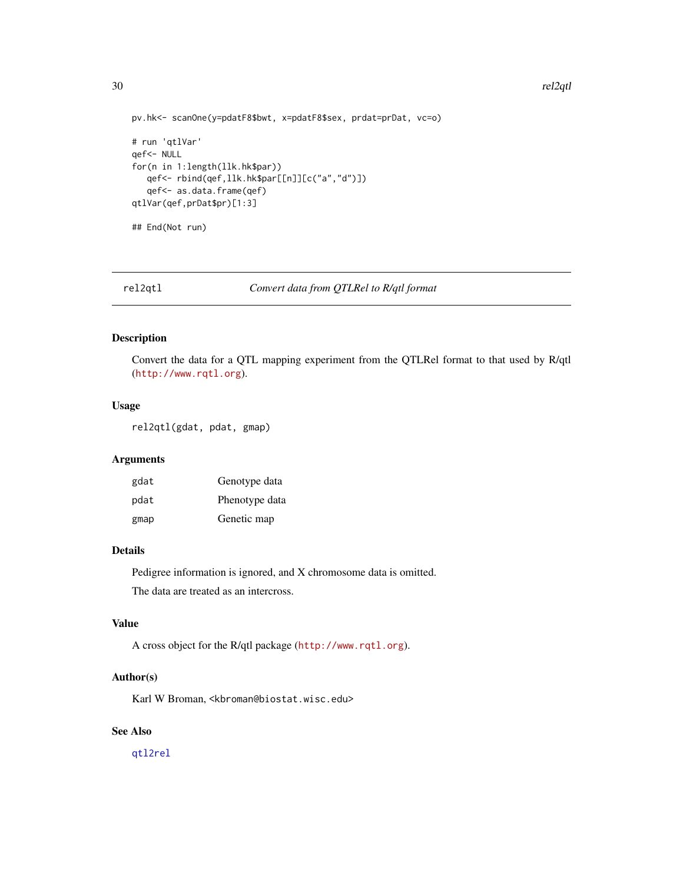```
pv.hk<- scanOne(y=pdatF8$bwt, x=pdatF8$sex, prdat=prDat, vc=o)

# run 'qtlVar'
qef<- NULL
for(n in 1:length(llk.hk$par))
   qef<- rbind(qef,llk.hk$par[[n]][c("a","d")])
   qef<- as.data.frame(qef)
qtlVar(qef,prDat$pr)[1:3]

## End(Not run)
```

---

## rel2qtl — *Convert data from QTLRel to R/qtl format*

### Description

Convert the data for a QTL mapping experiment from the QTLRel format to that used by R/qtl (http://www.rqtl.org).

### Usage

```
rel2qtl(gdat, pdat, gmap)
```

### Arguments

| | |
|---|---|
| gdat | Genotype data |
| pdat | Phenotype data |
| gmap | Genetic map |

### Details

Pedigree information is ignored, and X chromosome data is omitted.

The data are treated as an intercross.

### Value

A cross object for the R/qtl package (http://www.rqtl.org).

### Author(s)

Karl W Broman, <kbroman@biostat.wisc.edu>

### See Also

qtl2rel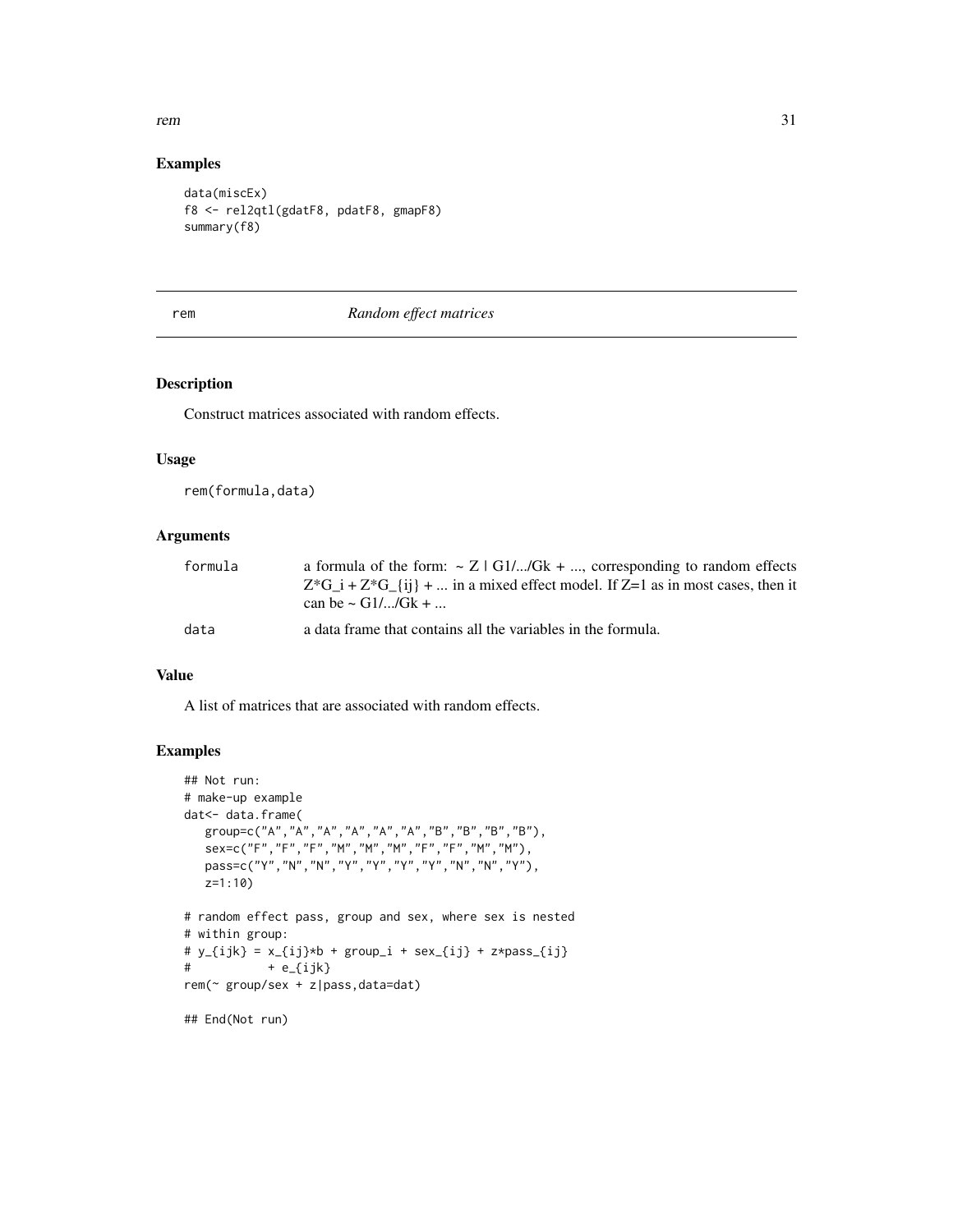## Examples

```
data(miscEx)
f8 <- rel2qtl(gdatF8, pdatF8, gmapF8)
summary(f8)
```

---

# rem — *Random effect matrices*

---

### Description

Construct matrices associated with random effects.

### Usage

```
rem(formula,data)
```

### Arguments

| | |
|---|---|
| formula | a formula of the form: ~ Z \| G1/.../Gk + ..., corresponding to random effects $Z*G_i + Z*G_{ij} + ...$ in a mixed effect model. If Z=1 as in most cases, then it can be ~ G1/.../Gk + ... |
| data | a data frame that contains all the variables in the formula. |

### Value

A list of matrices that are associated with random effects.

### Examples

```
## Not run:
# make-up example
dat<- data.frame(
   group=c("A","A","A","A","A","A","B","B","B","B"),
   sex=c("F","F","F","M","M","M","F","F","M","M"),
   pass=c("Y","N","N","Y","Y","Y","Y","N","N","Y"),
   z=1:10)

# random effect pass, group and sex, where sex is nested
# within group:
# y_{ijk} = x_{ij}*b + group_i + sex_{ij} + z*pass_{ij}
#           + e_{ijk}
rem(~ group/sex + z|pass,data=dat)

## End(Not run)
```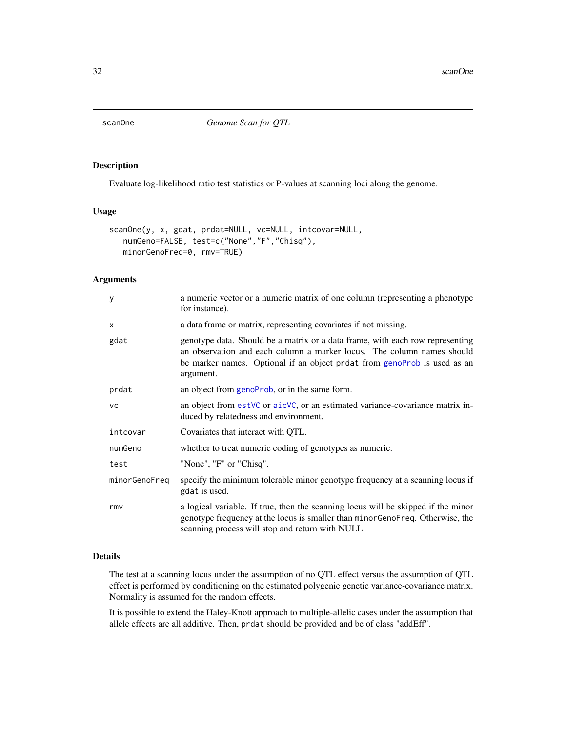# scanOne — *Genome Scan for QTL*

## Description

Evaluate log-likelihood ratio test statistics or P-values at scanning loci along the genome.

## Usage

```
scanOne(y, x, gdat, prdat=NULL, vc=NULL, intcovar=NULL,
   numGeno=FALSE, test=c("None","F","Chisq"),
   minorGenoFreq=0, rmv=TRUE)
```

## Arguments

| | |
|---|---|
| `y` | a numeric vector or a numeric matrix of one column (representing a phenotype for instance). |
| `x` | a data frame or matrix, representing covariates if not missing. |
| `gdat` | genotype data. Should be a matrix or a data frame, with each row representing an observation and each column a marker locus. The column names should be marker names. Optional if an object `prdat` from `genoProb` is used as an argument. |
| `prdat` | an object from `genoProb`, or in the same form. |
| `vc` | an object from `estVC` or `aicVC`, or an estimated variance-covariance matrix induced by relatedness and environment. |
| `intcovar` | Covariates that interact with QTL. |
| `numGeno` | whether to treat numeric coding of genotypes as numeric. |
| `test` | "None", "F" or "Chisq". |
| `minorGenoFreq` | specify the minimum tolerable minor genotype frequency at a scanning locus if `gdat` is used. |
| `rmv` | a logical variable. If true, then the scanning locus will be skipped if the minor genotype frequency at the locus is smaller than `minorGenoFreq`. Otherwise, the scanning process will stop and return with NULL. |

## Details

The test at a scanning locus under the assumption of no QTL effect versus the assumption of QTL effect is performed by conditioning on the estimated polygenic genetic variance-covariance matrix. Normality is assumed for the random effects.

It is possible to extend the Haley-Knott approach to multiple-allelic cases under the assumption that allele effects are all additive. Then, `prdat` should be provided and be of class "addEff".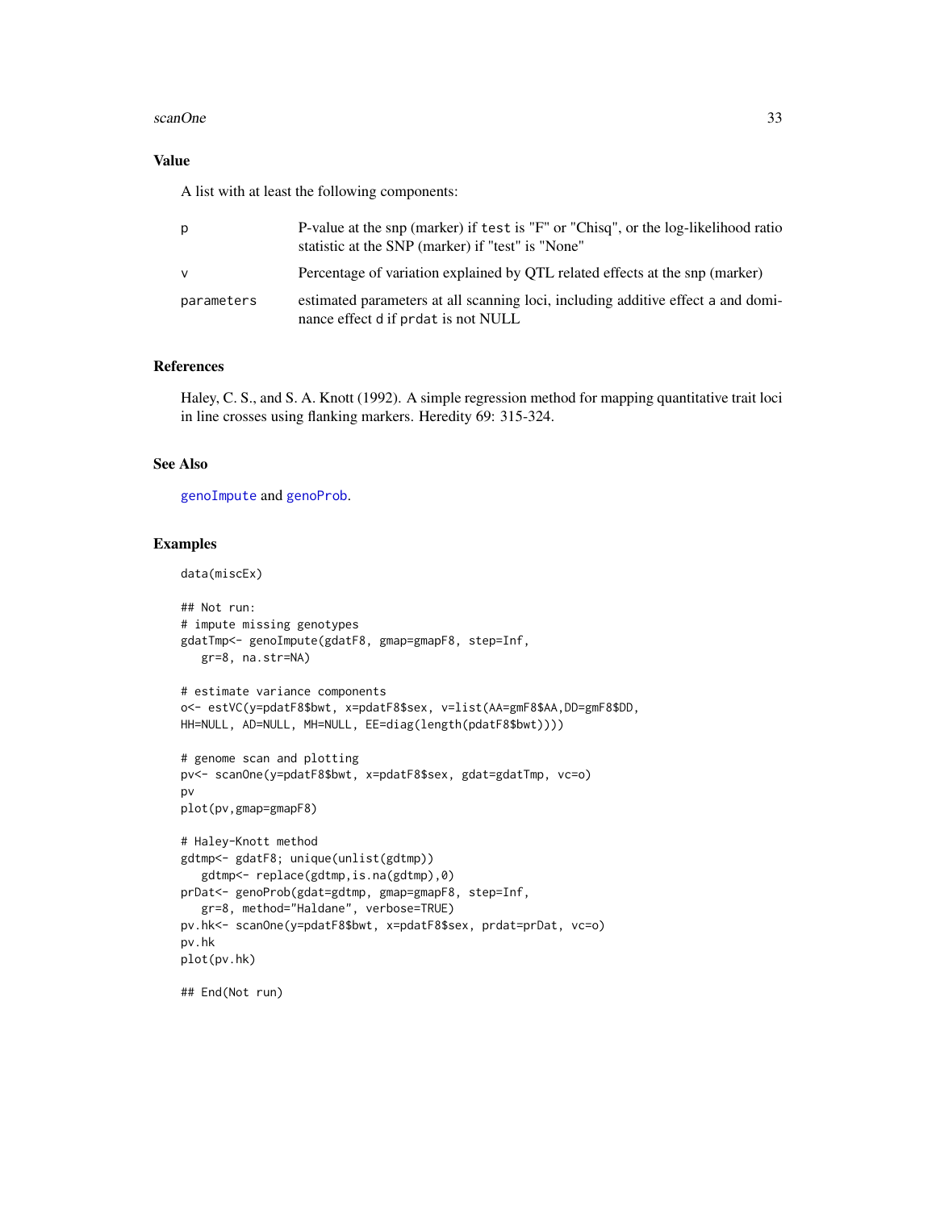## Value

A list with at least the following components:

| | |
|---|---|
| p | P-value at the snp (marker) if test is "F" or "Chisq", or the log-likelihood ratio statistic at the SNP (marker) if "test" is "None" |
| v | Percentage of variation explained by QTL related effects at the snp (marker) |
| parameters | estimated parameters at all scanning loci, including additive effect a and dominance effect d if prdat is not NULL |

## References

Haley, C. S., and S. A. Knott (1992). A simple regression method for mapping quantitative trait loci in line crosses using flanking markers. Heredity 69: 315-324.

## See Also

genoImpute and genoProb.

## Examples

```
data(miscEx)

## Not run:
# impute missing genotypes
gdatTmp<- genoImpute(gdatF8, gmap=gmapF8, step=Inf,
   gr=8, na.str=NA)

# estimate variance components
o<- estVC(y=pdatF8$bwt, x=pdatF8$sex, v=list(AA=gmF8$AA,DD=gmF8$DD,
HH=NULL, AD=NULL, MH=NULL, EE=diag(length(pdatF8$bwt))))

# genome scan and plotting
pv<- scanOne(y=pdatF8$bwt, x=pdatF8$sex, gdat=gdatTmp, vc=o)
pv
plot(pv,gmap=gmapF8)

# Haley-Knott method
gdtmp<- gdatF8; unique(unlist(gdtmp))
   gdtmp<- replace(gdtmp,is.na(gdtmp),0)
prDat<- genoProb(gdat=gdtmp, gmap=gmapF8, step=Inf,
   gr=8, method="Haldane", verbose=TRUE)
pv.hk<- scanOne(y=pdatF8$bwt, x=pdatF8$sex, prdat=prDat, vc=o)
pv.hk
plot(pv.hk)

## End(Not run)
```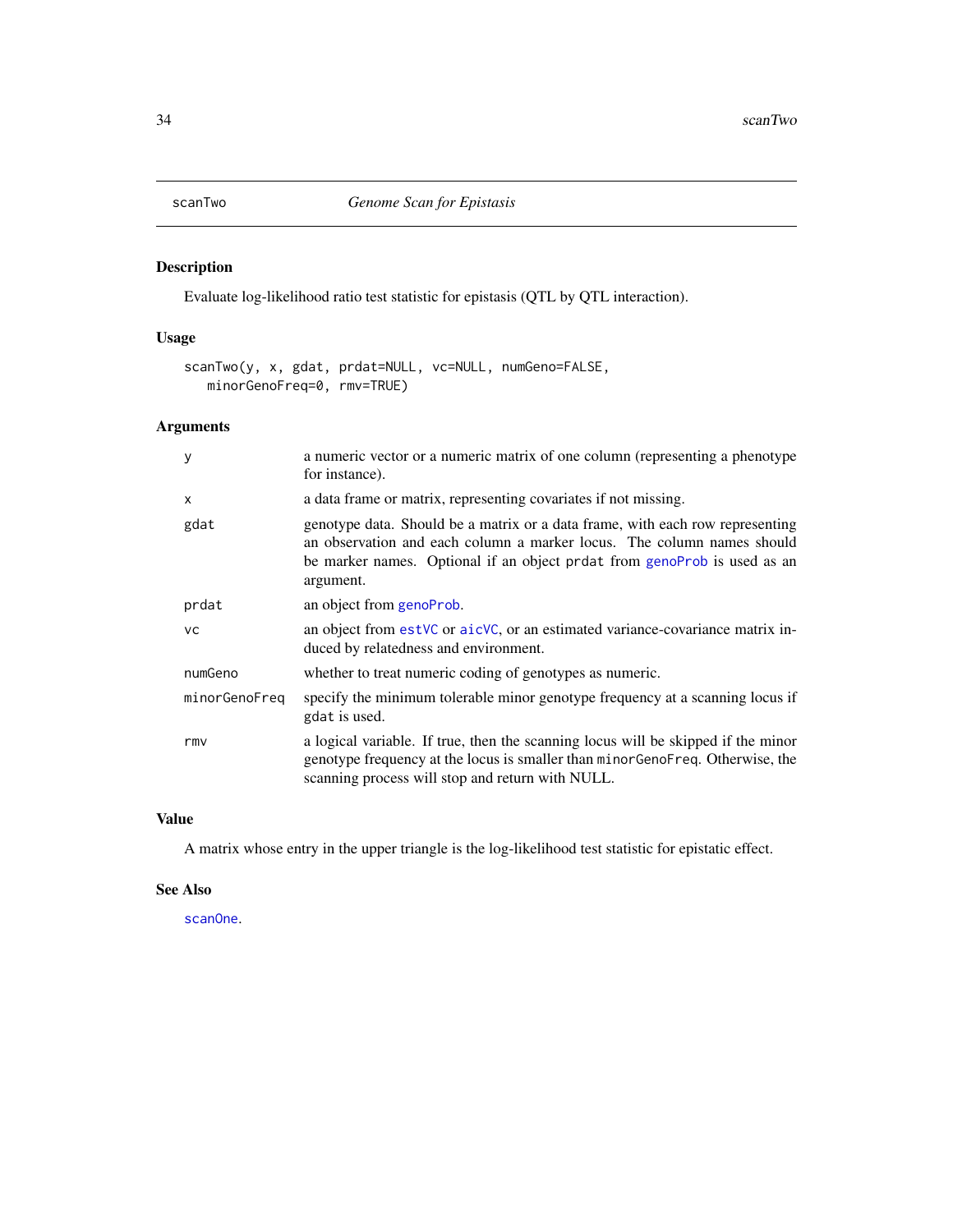# scanTwo — *Genome Scan for Epistasis*

## Description

Evaluate log-likelihood ratio test statistic for epistasis (QTL by QTL interaction).

## Usage

```
scanTwo(y, x, gdat, prdat=NULL, vc=NULL, numGeno=FALSE,
   minorGenoFreq=0, rmv=TRUE)
```

## Arguments

| | |
|---|---|
| `y` | a numeric vector or a numeric matrix of one column (representing a phenotype for instance). |
| `x` | a data frame or matrix, representing covariates if not missing. |
| `gdat` | genotype data. Should be a matrix or a data frame, with each row representing an observation and each column a marker locus. The column names should be marker names. Optional if an object `prdat` from `genoProb` is used as an argument. |
| `prdat` | an object from `genoProb`. |
| `vc` | an object from `estVC` or `aicVC`, or an estimated variance-covariance matrix induced by relatedness and environment. |
| `numGeno` | whether to treat numeric coding of genotypes as numeric. |
| `minorGenoFreq` | specify the minimum tolerable minor genotype frequency at a scanning locus if `gdat` is used. |
| `rmv` | a logical variable. If true, then the scanning locus will be skipped if the minor genotype frequency at the locus is smaller than `minorGenoFreq`. Otherwise, the scanning process will stop and return with NULL. |

## Value

A matrix whose entry in the upper triangle is the log-likelihood test statistic for epistatic effect.

## See Also

`scanOne`.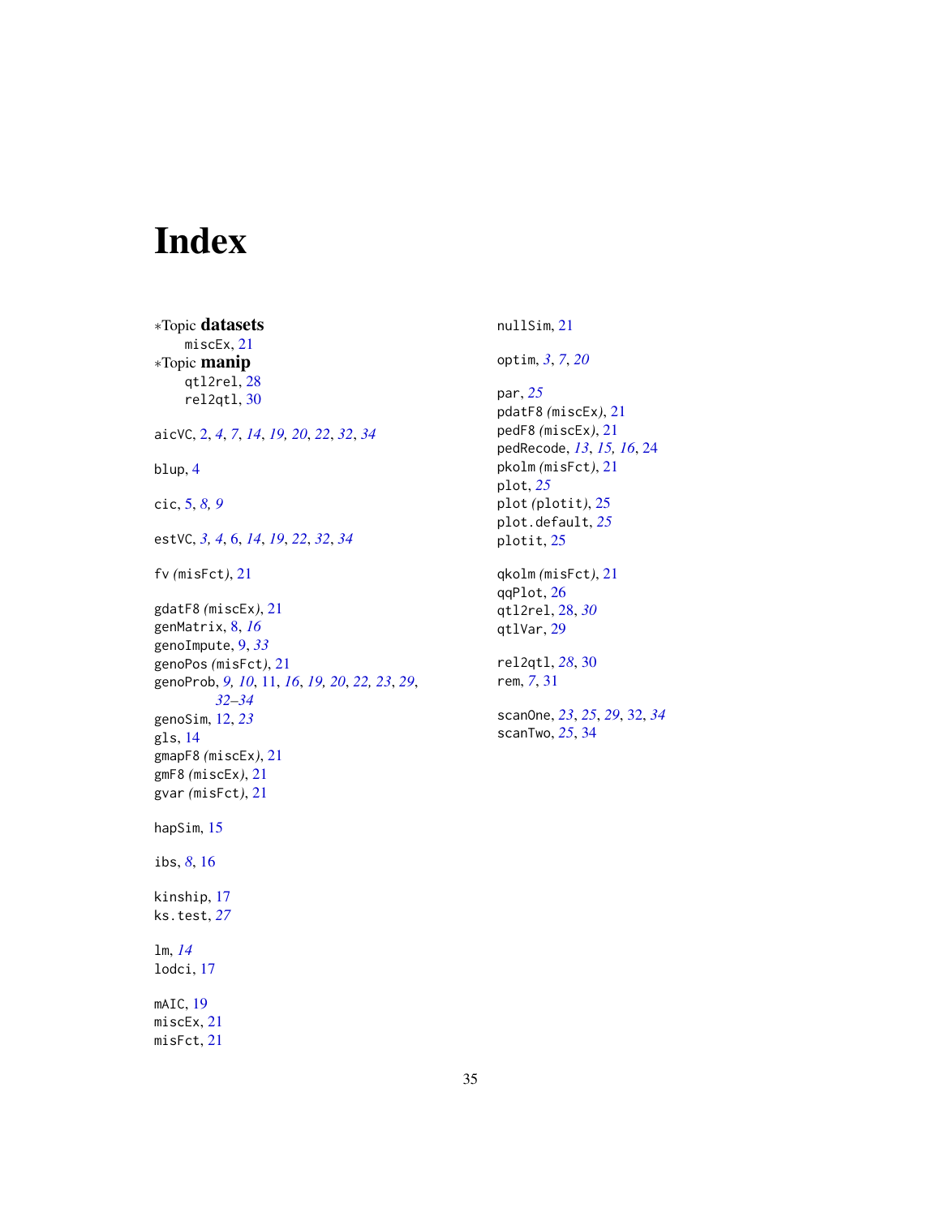# Index

*Topic **datasets**
  miscEx, 21

*Topic **manip**
  qtl2rel, 28
  rel2qtl, 30

aicVC, 2, *4*, *7*, *14*, *19, 20*, *22*, *32*, *34*

blup, 4

cic, 5, *8, 9*

estVC, *3, 4*, 6, *14*, *19*, *22*, *32*, *34*

fv *(*misFct*)*, 21

gdatF8 *(*miscEx*)*, 21
genMatrix, 8, *16*
genoImpute, 9, *33*
genoPos *(*misFct*)*, 21
genoProb, *9, 10*, 11, *16*, *19, 20*, *22, 23*, *29*, *32–34*
genoSim, 12, *23*
gls, 14
gmapF8 *(*miscEx*)*, 21
gmF8 *(*miscEx*)*, 21
gvar *(*misFct*)*, 21

hapSim, 15

ibs, *8*, 16

kinship, 17
ks.test, *27*

lm, *14*
lodci, 17

mAIC, 19
miscEx, 21
misFct, 21

nullSim, 21

optim, *3*, *7*, *20*

par, *25*
pdatF8 *(*miscEx*)*, 21
pedF8 *(*miscEx*)*, 21
pedRecode, *13*, *15, 16*, 24
pkolm *(*misFct*)*, 21
plot, *25*
plot *(*plotit*)*, 25
plot.default, *25*
plotit, 25

qkolm *(*misFct*)*, 21
qqPlot, 26
qtl2rel, 28, *30*
qtlVar, 29

rel2qtl, *28*, 30
rem, *7*, 31

scanOne, *23*, *25*, *29*, 32, *34*
scanTwo, *25*, 34